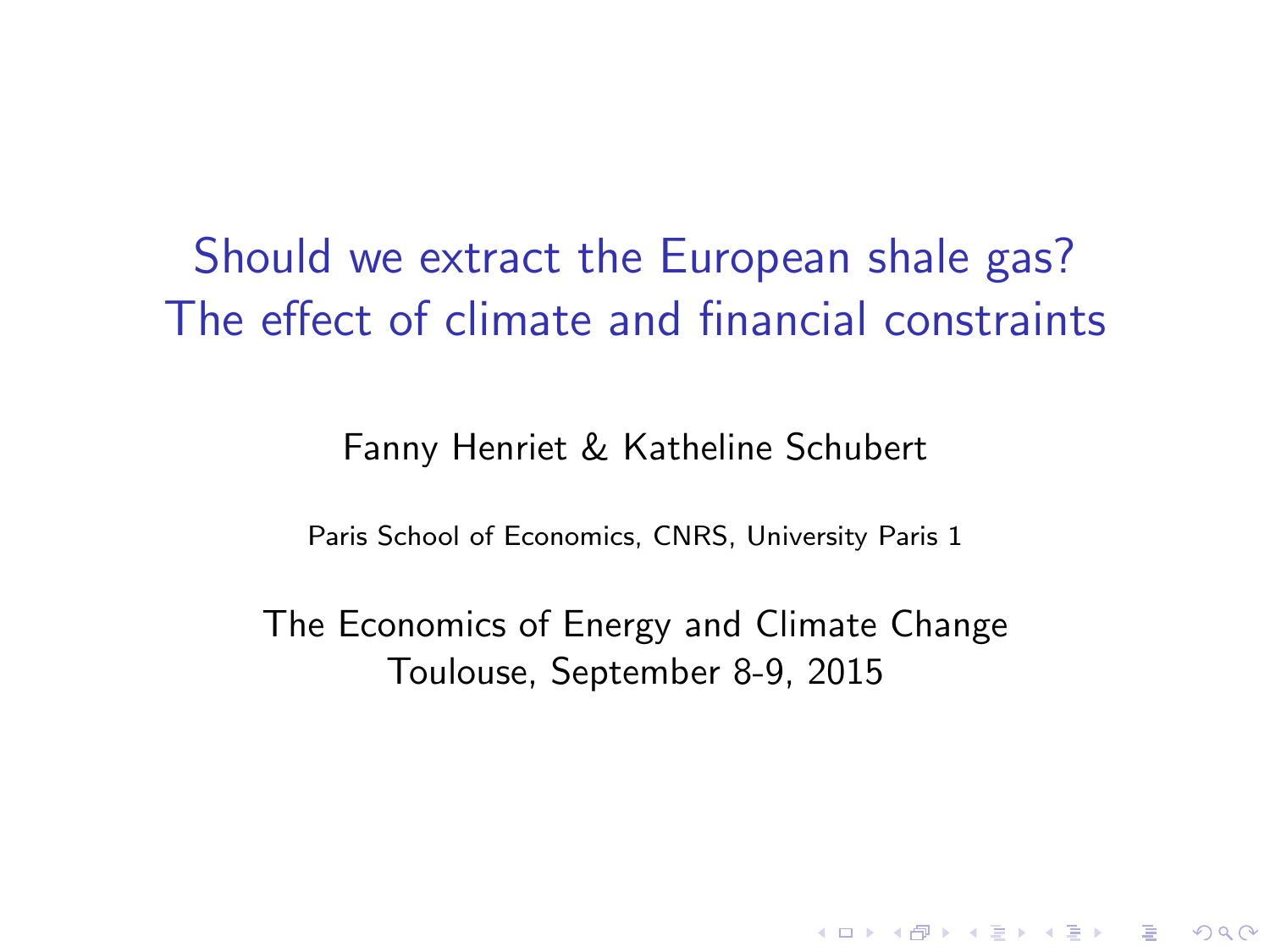# Should we extract the European shale gas? The effect of climate and financial constraints

Fanny Henriet & Katheline Schubert

Paris School of Economics, CNRS, University Paris 1

The Economics of Energy and Climate Change
Toulouse, September 8-9, 2015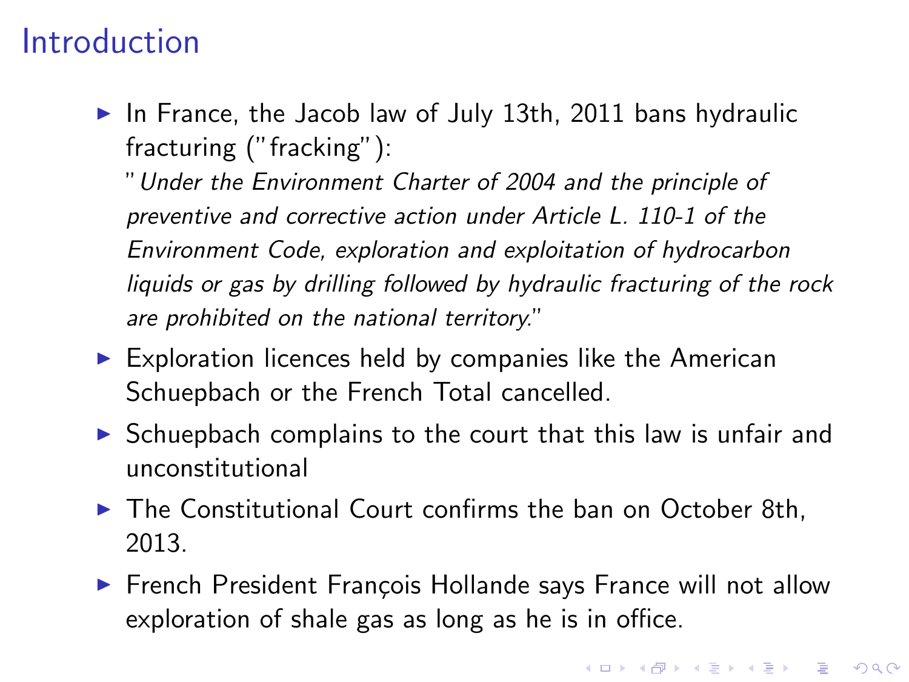# Introduction

- In France, the Jacob law of July 13th, 2011 bans hydraulic fracturing ("fracking"):
  "*Under the Environment Charter of 2004 and the principle of preventive and corrective action under Article L. 110-1 of the Environment Code, exploration and exploitation of hydrocarbon liquids or gas by drilling followed by hydraulic fracturing of the rock are prohibited on the national territory.*"
- Exploration licences held by companies like the American Schuepbach or the French Total cancelled.
- Schuepbach complains to the court that this law is unfair and unconstitutional
- The Constitutional Court confirms the ban on October 8th, 2013.
- French President François Hollande says France will not allow exploration of shale gas as long as he is in office.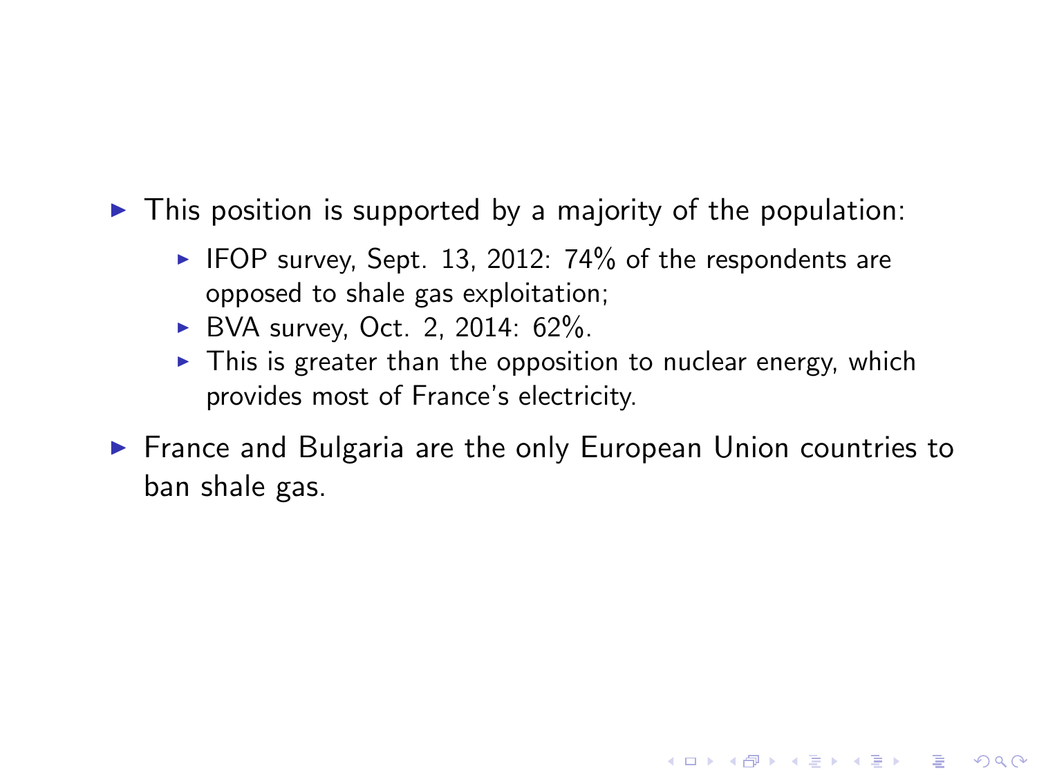- This position is supported by a majority of the population:
  - IFOP survey, Sept. 13, 2012: 74% of the respondents are opposed to shale gas exploitation;
  - BVA survey, Oct. 2, 2014: 62%.
  - This is greater than the opposition to nuclear energy, which provides most of France's electricity.
- France and Bulgaria are the only European Union countries to ban shale gas.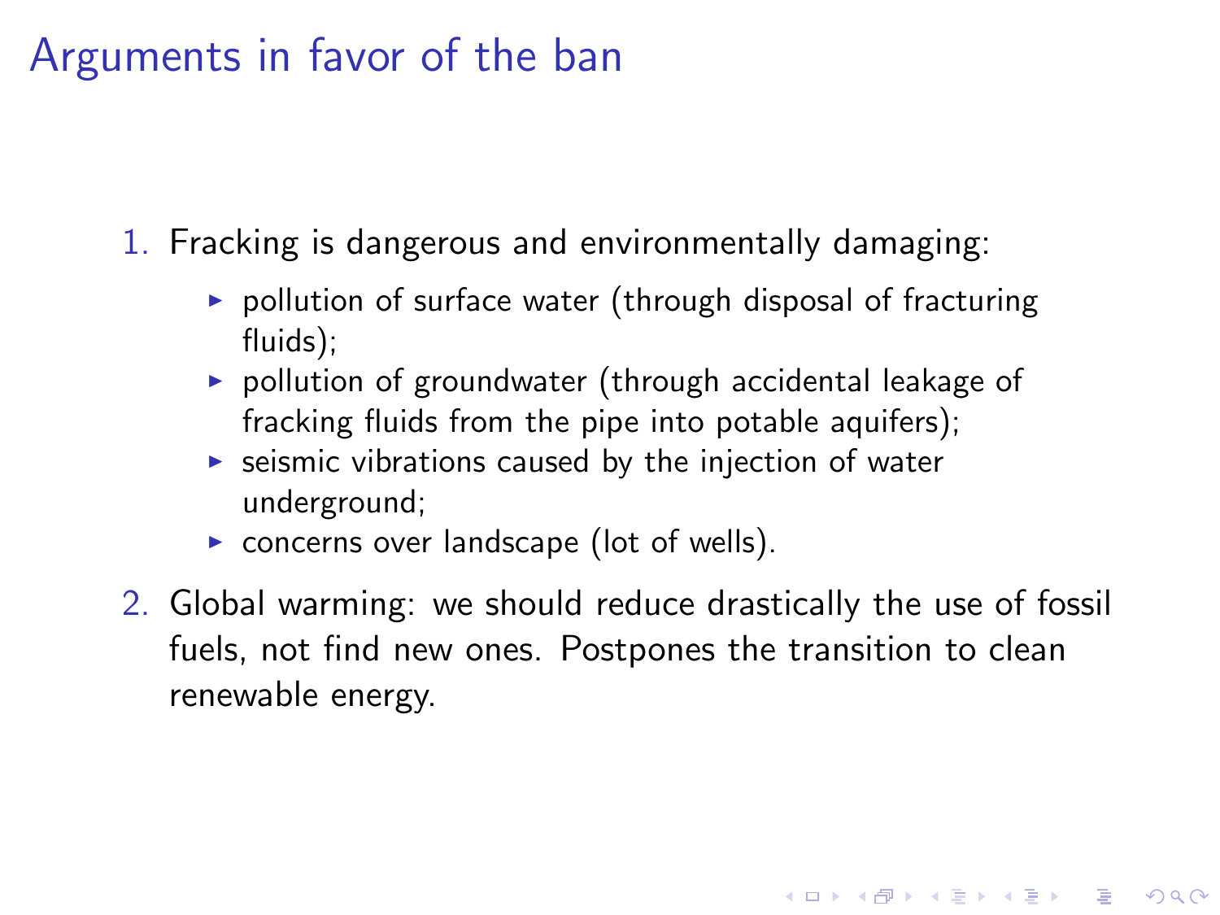# Arguments in favor of the ban

1. Fracking is dangerous and environmentally damaging:
   - pollution of surface water (through disposal of fracturing fluids);
   - pollution of groundwater (through accidental leakage of fracking fluids from the pipe into potable aquifers);
   - seismic vibrations caused by the injection of water underground;
   - concerns over landscape (lot of wells).
2. Global warming: we should reduce drastically the use of fossil fuels, not find new ones. Postpones the transition to clean renewable energy.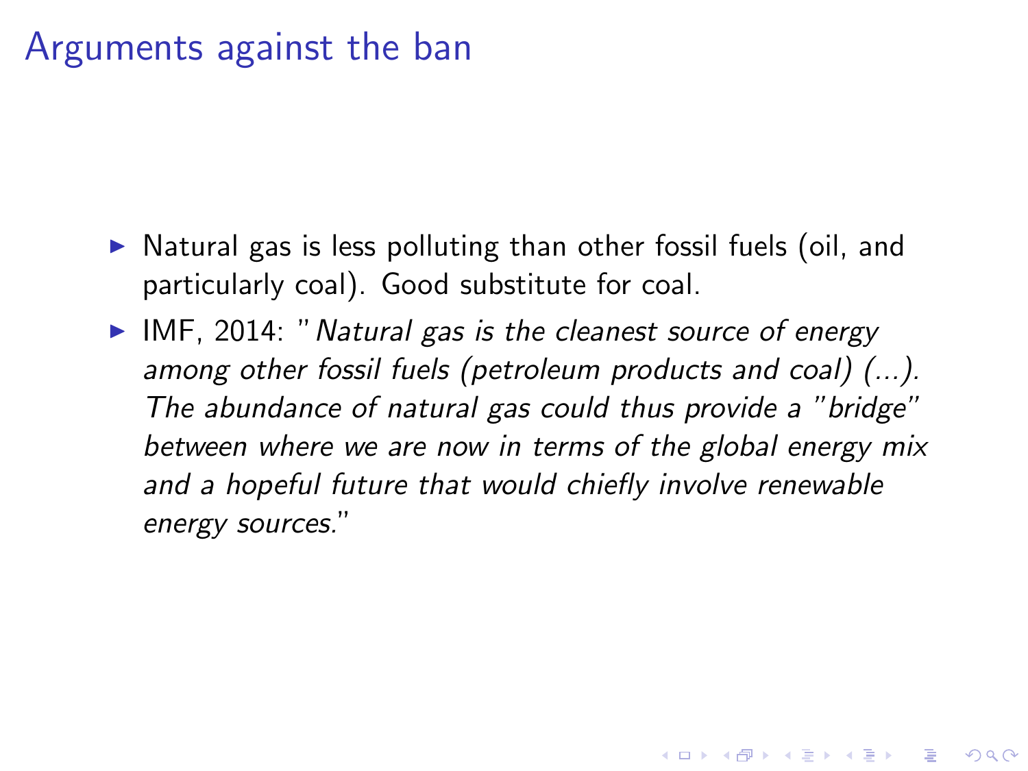# Arguments against the ban

- Natural gas is less polluting than other fossil fuels (oil, and particularly coal). Good substitute for coal.
- IMF, 2014: "*Natural gas is the cleanest source of energy among other fossil fuels (petroleum products and coal) (...). The abundance of natural gas could thus provide a "bridge" between where we are now in terms of the global energy mix and a hopeful future that would chiefly involve renewable energy sources.*"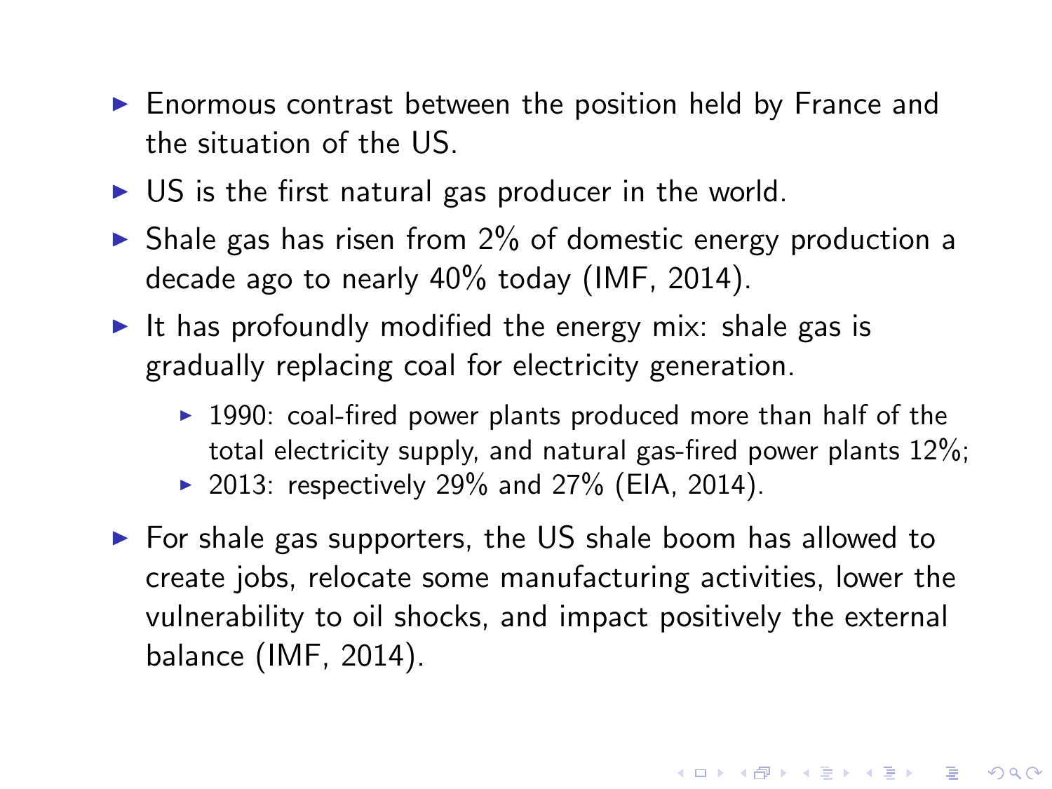- Enormous contrast between the position held by France and the situation of the US.
- US is the first natural gas producer in the world.
- Shale gas has risen from 2% of domestic energy production a decade ago to nearly 40% today (IMF, 2014).
- It has profoundly modified the energy mix: shale gas is gradually replacing coal for electricity generation.
  - 1990: coal-fired power plants produced more than half of the total electricity supply, and natural gas-fired power plants 12%;
  - 2013: respectively 29% and 27% (EIA, 2014).
- For shale gas supporters, the US shale boom has allowed to create jobs, relocate some manufacturing activities, lower the vulnerability to oil shocks, and impact positively the external balance (IMF, 2014).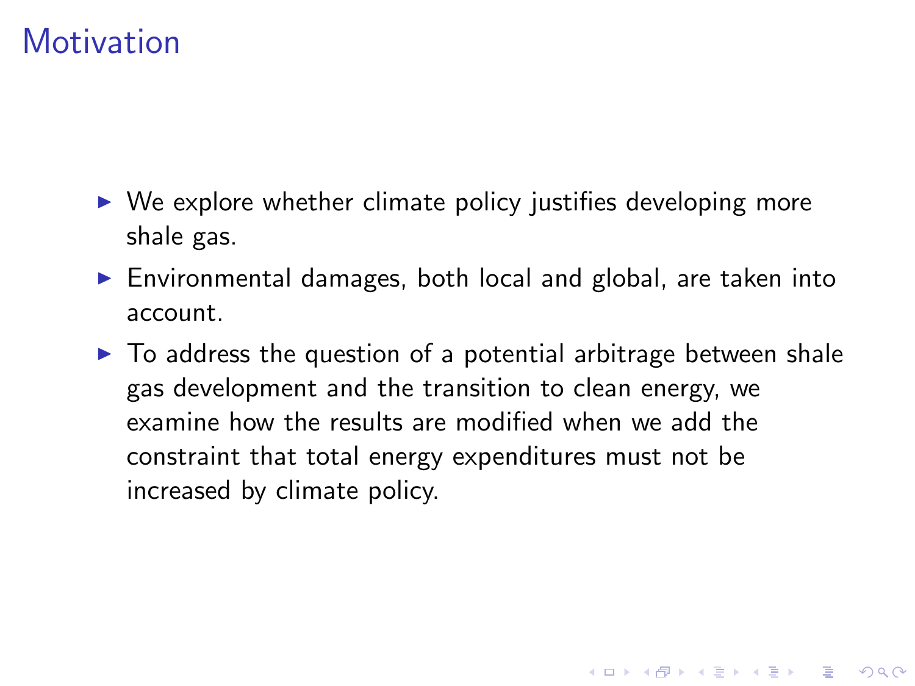# Motivation

- We explore whether climate policy justifies developing more shale gas.
- Environmental damages, both local and global, are taken into account.
- To address the question of a potential arbitrage between shale gas development and the transition to clean energy, we examine how the results are modified when we add the constraint that total energy expenditures must not be increased by climate policy.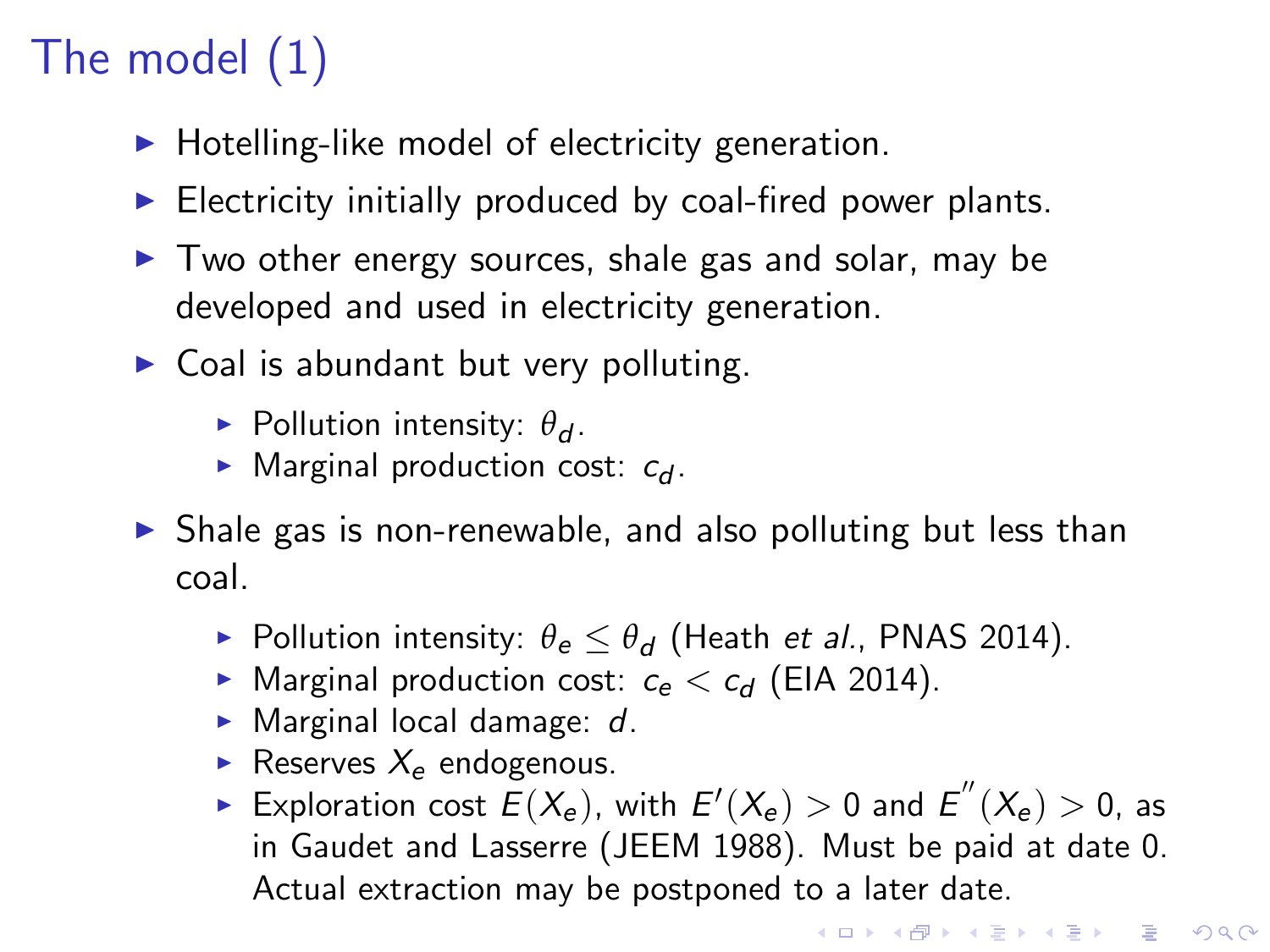# The model (1)

- Hotelling-like model of electricity generation.
- Electricity initially produced by coal-fired power plants.
- Two other energy sources, shale gas and solar, may be developed and used in electricity generation.
- Coal is abundant but very polluting.
  - Pollution intensity: $\theta_d$.
  - Marginal production cost: $c_d$.
- Shale gas is non-renewable, and also polluting but less than coal.
  - Pollution intensity: $\theta_e \leq \theta_d$ (Heath *et al.*, PNAS 2014).
  - Marginal production cost: $c_e < c_d$ (EIA 2014).
  - Marginal local damage: $d$.
  - Reserves $X_e$ endogenous.
  - Exploration cost $E(X_e)$, with $E'(X_e) > 0$ and $E''(X_e) > 0$, as in Gaudet and Lasserre (JEEM 1988). Must be paid at date 0. Actual extraction may be postponed to a later date.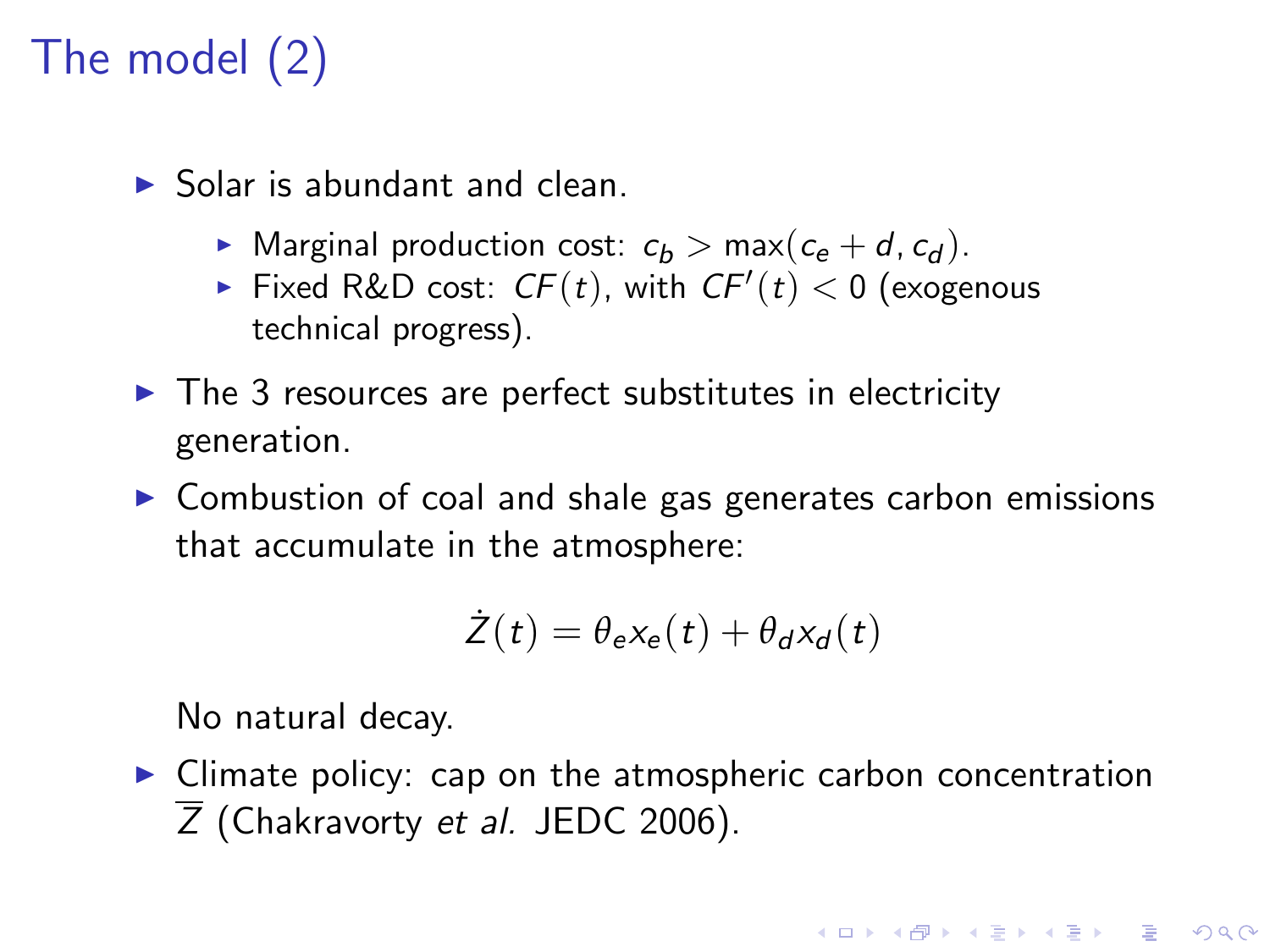# The model (2)

- Solar is abundant and clean.
  - Marginal production cost: $c_b > \max(c_e + d, c_d)$.
  - Fixed R&D cost: $CF(t)$, with $CF'(t) < 0$ (exogenous technical progress).
- The 3 resources are perfect substitutes in electricity generation.
- Combustion of coal and shale gas generates carbon emissions that accumulate in the atmosphere:

$$\dot{Z}(t) = \theta_e x_e(t) + \theta_d x_d(t)$$

  No natural decay.
- Climate policy: cap on the atmospheric carbon concentration $\overline{Z}$ (Chakravorty *et al.* JEDC 2006).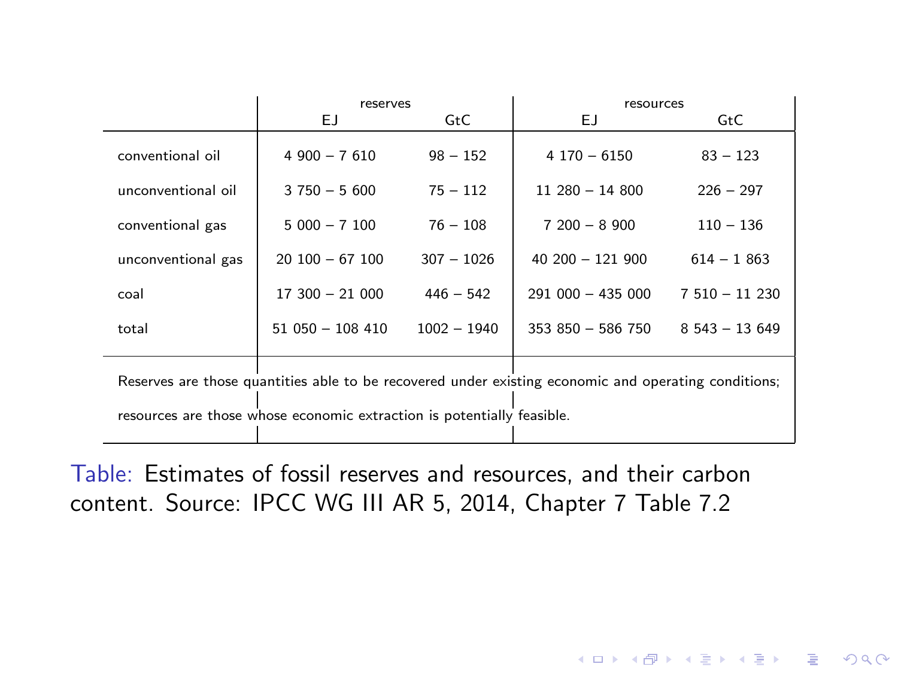| | reserves | | resources | |
|---|---|---|---|---|
| | EJ | GtC | EJ | GtC |
| conventional oil | 4 900 – 7 610 | 98 – 152 | 4 170 – 6150 | 83 – 123 |
| unconventional oil | 3 750 – 5 600 | 75 – 112 | 11 280 – 14 800 | 226 – 297 |
| conventional gas | 5 000 – 7 100 | 76 – 108 | 7 200 – 8 900 | 110 – 136 |
| unconventional gas | 20 100 – 67 100 | 307 – 1026 | 40 200 – 121 900 | 614 – 1 863 |
| coal | 17 300 – 21 000 | 446 – 542 | 291 000 – 435 000 | 7 510 – 11 230 |
| total | 51 050 – 108 410 | 1002 – 1940 | 353 850 – 586 750 | 8 543 – 13 649 |

Reserves are those quantities able to be recovered under existing economic and operating conditions; resources are those whose economic extraction is potentially feasible.

Table: Estimates of fossil reserves and resources, and their carbon content. Source: IPCC WG III AR 5, 2014, Chapter 7 Table 7.2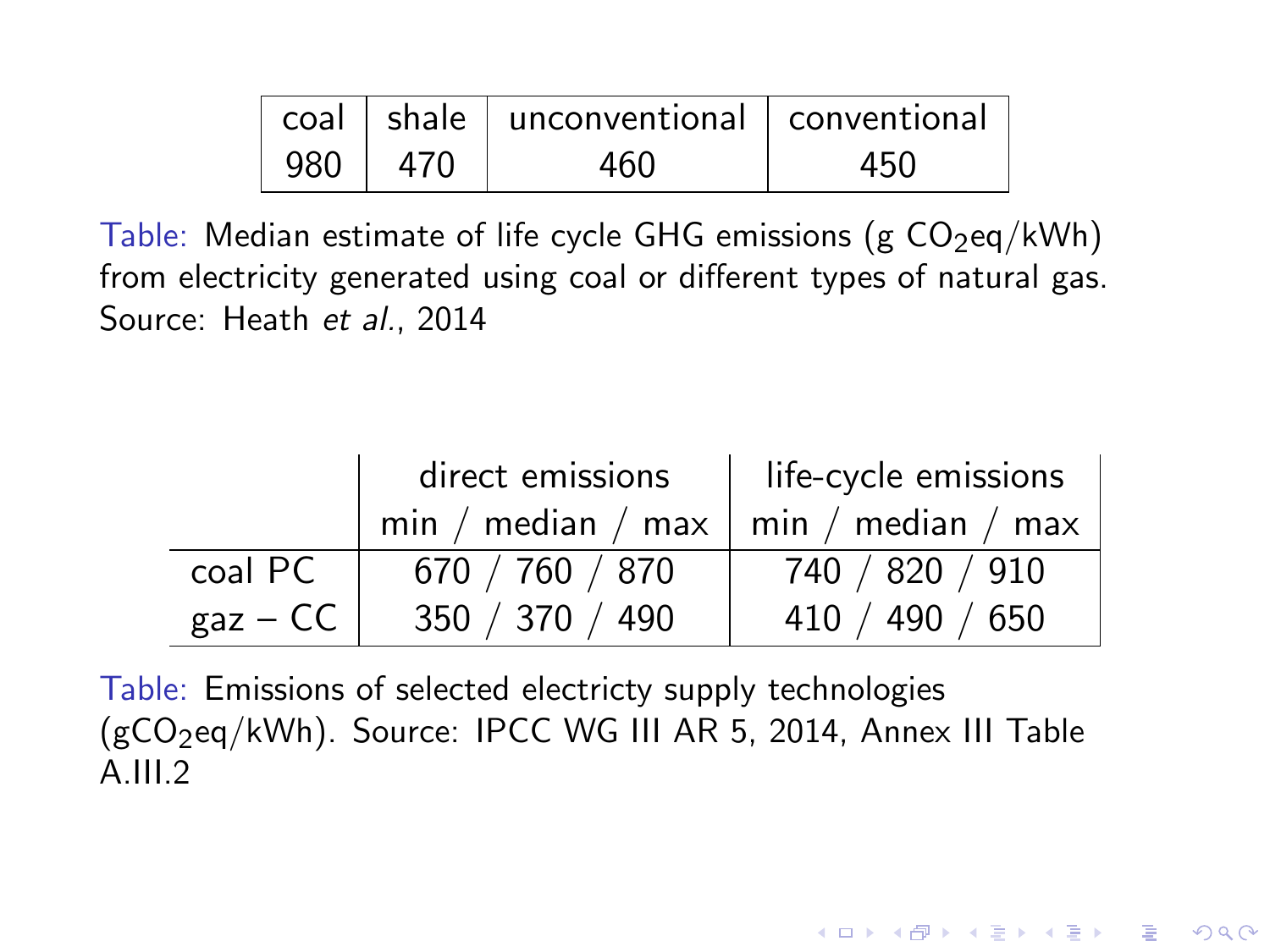| coal | shale | unconventional | conventional |
|---|---|---|---|
| 980 | 470 | 460 | 450 |

Table: Median estimate of life cycle GHG emissions (g $CO_2$eq/kWh) from electricity generated using coal or different types of natural gas. Source: Heath *et al.*, 2014

| | direct emissions | life-cycle emissions |
|---|---|---|
| | min / median / max | min / median / max |
| coal PC | 670 / 760 / 870 | 740 / 820 / 910 |
| gaz – CC | 350 / 370 / 490 | 410 / 490 / 650 |

Table: Emissions of selected electricty supply technologies (g$CO_2$eq/kWh). Source: IPCC WG III AR 5, 2014, Annex III Table A.III.2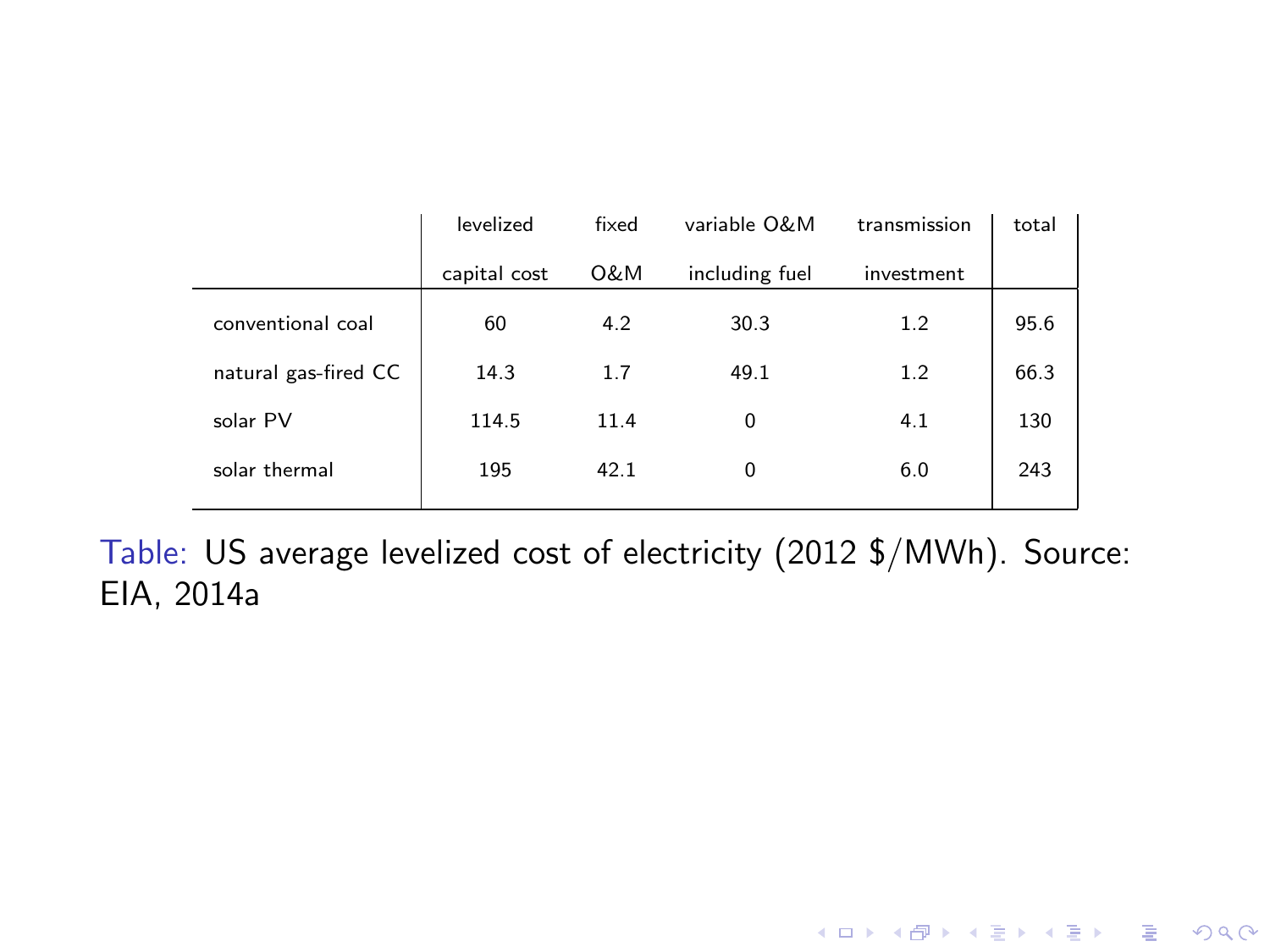| | levelized capital cost | fixed O&M | variable O&M including fuel | transmission investment | total |
|---|---|---|---|---|---|
| conventional coal | 60 | 4.2 | 30.3 | 1.2 | 95.6 |
| natural gas-fired CC | 14.3 | 1.7 | 49.1 | 1.2 | 66.3 |
| solar PV | 114.5 | 11.4 | 0 | 4.1 | 130 |
| solar thermal | 195 | 42.1 | 0 | 6.0 | 243 |

Table: US average levelized cost of electricity (2012 $/MWh). Source: EIA, 2014a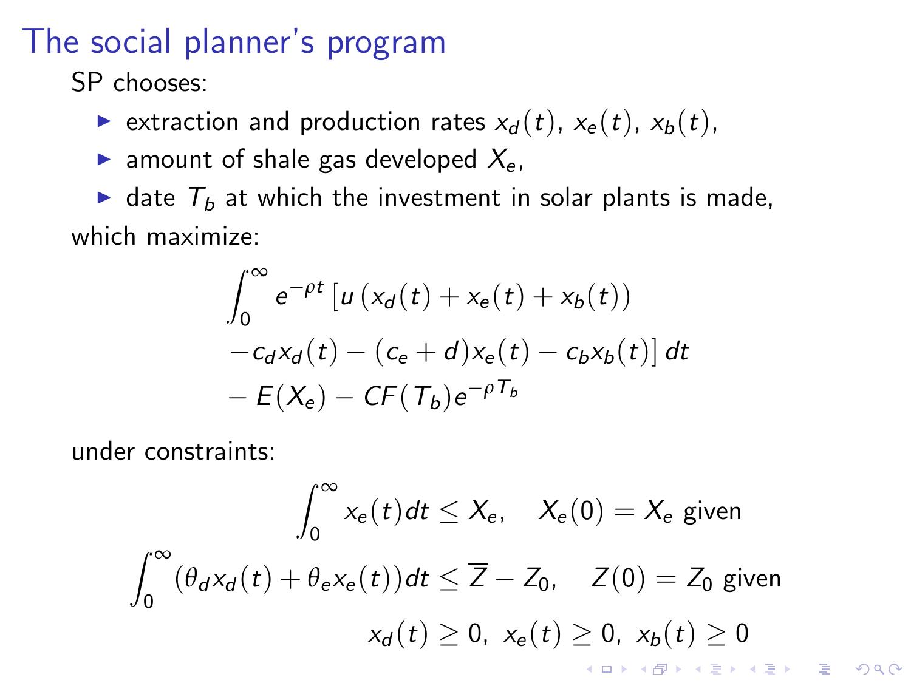# The social planner's program

SP chooses:

- extraction and production rates $x_d(t)$, $x_e(t)$, $x_b(t)$,
- amount of shale gas developed $X_e$,
- date $T_b$ at which the investment in solar plants is made,

which maximize:

$$
\begin{aligned}
&\int_0^\infty e^{-\rho t} \left[ u\left(x_d(t) + x_e(t) + x_b(t)\right) \right. \\
&\left. - c_d x_d(t) - (c_e + d) x_e(t) - c_b x_b(t) \right] dt \\
&- E(X_e) - CF(T_b) e^{-\rho T_b}
\end{aligned}
$$

under constraints:

$$
\int_0^\infty x_e(t) dt \leq X_e, \quad X_e(0) = X_e \text{ given}
$$

$$
\int_0^\infty (\theta_d x_d(t) + \theta_e x_e(t)) dt \leq \overline{Z} - Z_0, \quad Z(0) = Z_0 \text{ given}
$$

$$
x_d(t) \geq 0, \; x_e(t) \geq 0, \; x_b(t) \geq 0
$$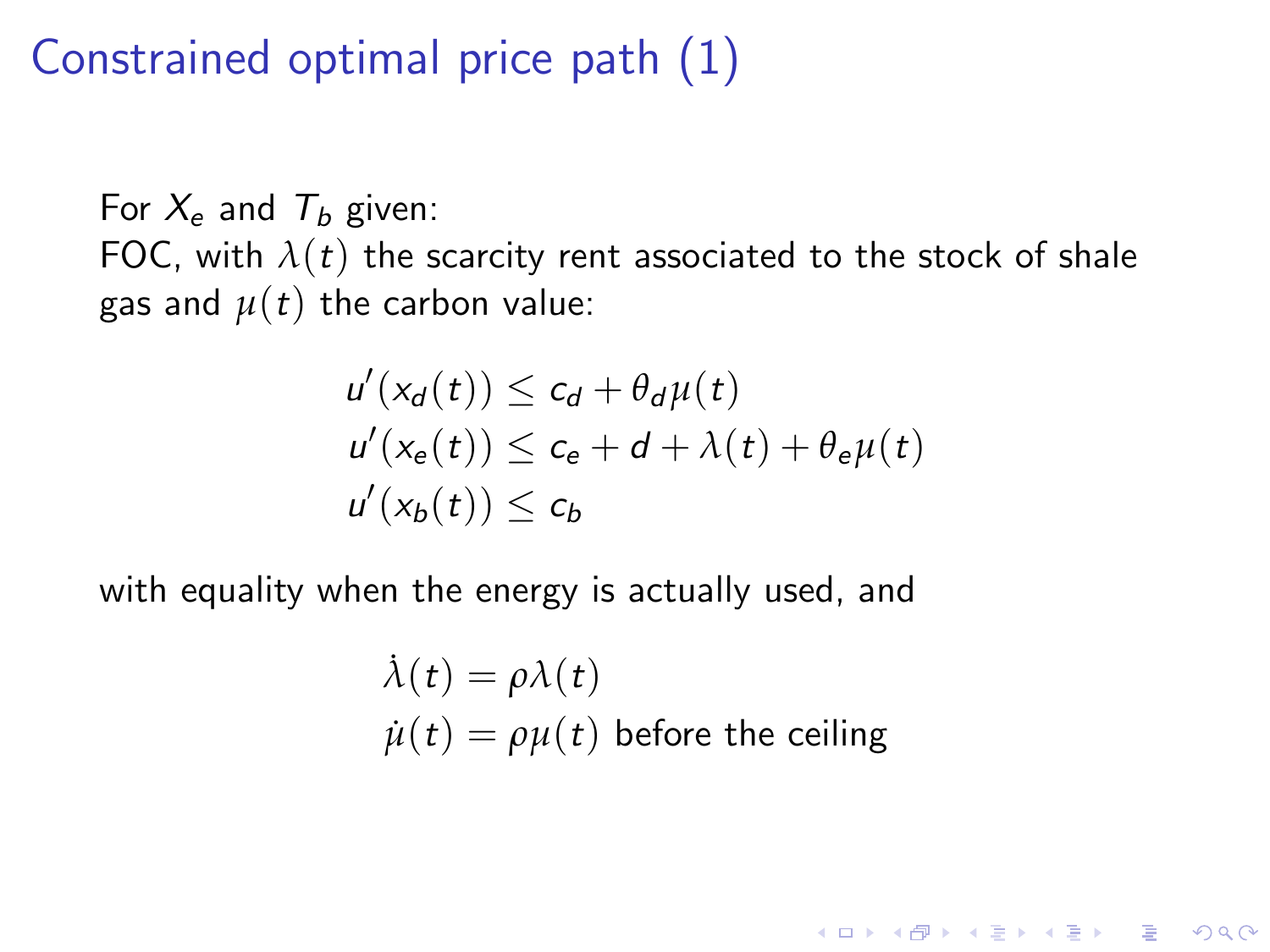# Constrained optimal price path (1)

For $X_e$ and $T_b$ given:
FOC, with $\lambda(t)$ the scarcity rent associated to the stock of shale gas and $\mu(t)$ the carbon value:

$$
\begin{aligned}
u'(x_d(t)) &\leq c_d + \theta_d \mu(t) \\
u'(x_e(t)) &\leq c_e + d + \lambda(t) + \theta_e \mu(t) \\
u'(x_b(t)) &\leq c_b
\end{aligned}
$$

with equality when the energy is actually used, and

$$
\begin{aligned}
\dot{\lambda}(t) &= \rho \lambda(t) \\
\dot{\mu}(t) &= \rho \mu(t) \text{ before the ceiling}
\end{aligned}
$$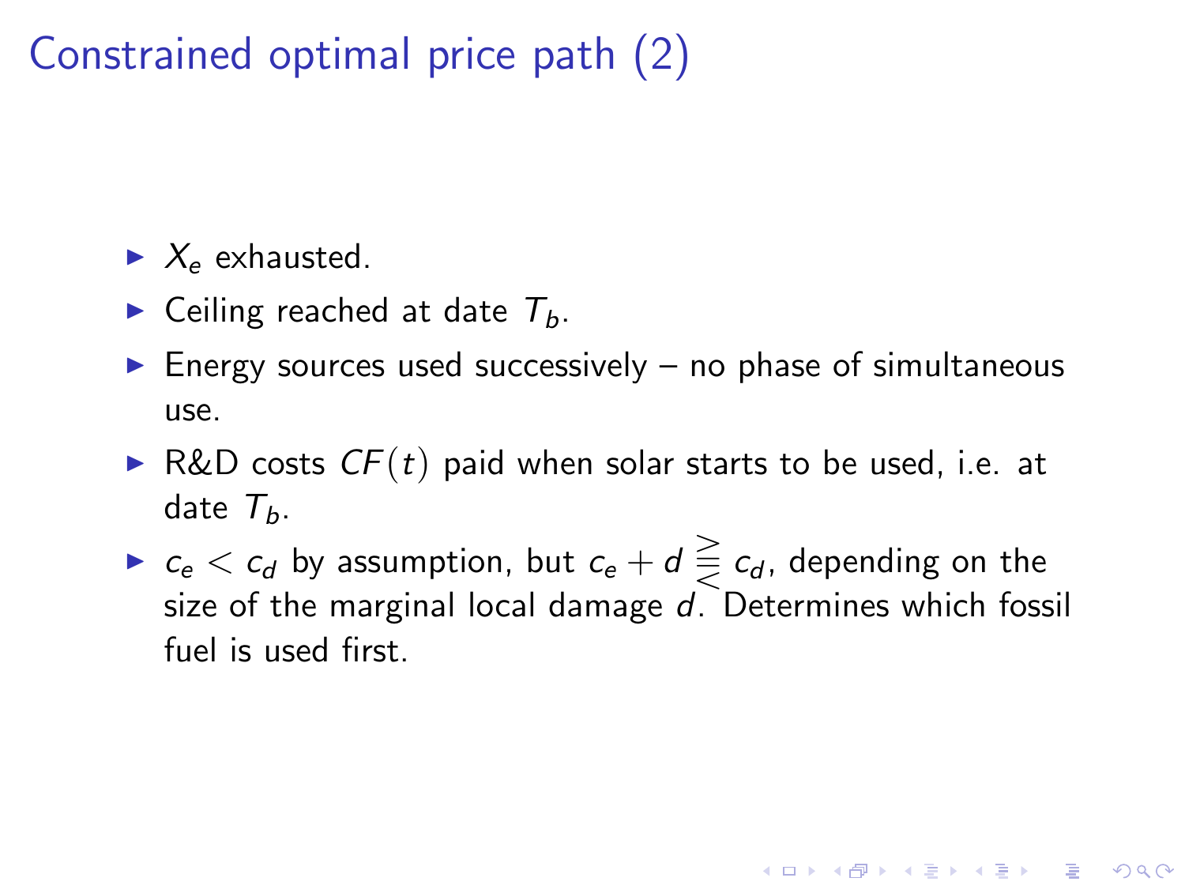# Constrained optimal price path (2)

- $X_e$ exhausted.
- Ceiling reached at date $T_b$.
- Energy sources used successively – no phase of simultaneous use.
- R&D costs $CF(t)$ paid when solar starts to be used, i.e. at date $T_b$.
- $c_e < c_d$ by assumption, but $c_e + d \gtreqless c_d$, depending on the size of the marginal local damage $d$. Determines which fossil fuel is used first.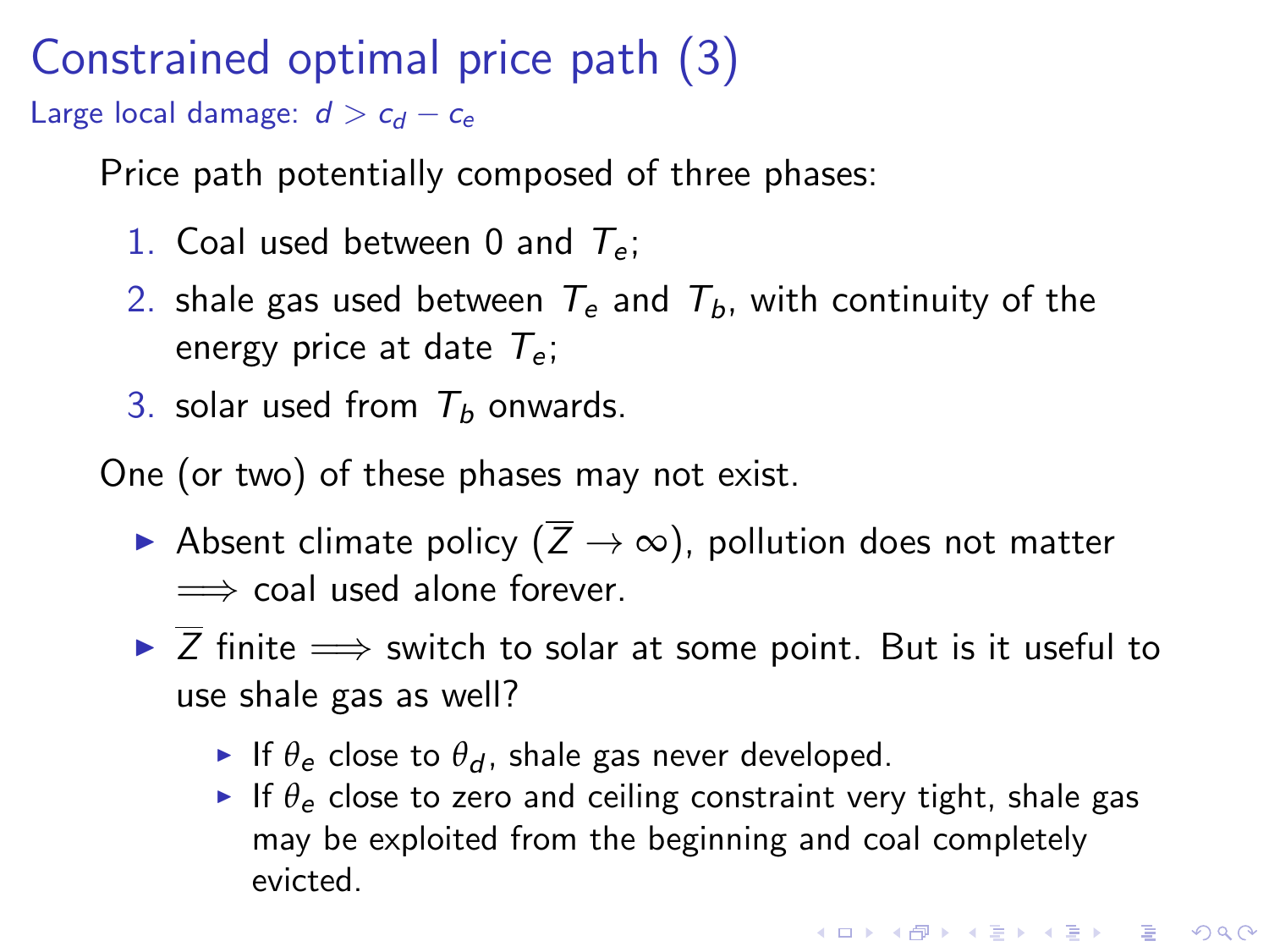# Constrained optimal price path (3)

Large local damage: $d > c_d - c_e$

Price path potentially composed of three phases:

1. Coal used between 0 and $T_e$;
2. shale gas used between $T_e$ and $T_b$, with continuity of the energy price at date $T_e$;
3. solar used from $T_b$ onwards.

One (or two) of these phases may not exist.

- Absent climate policy ($\overline{Z} \to \infty$), pollution does not matter $\Longrightarrow$ coal used alone forever.
- $\overline{Z}$ finite $\Longrightarrow$ switch to solar at some point. But is it useful to use shale gas as well?
  - If $\theta_e$ close to $\theta_d$, shale gas never developed.
  - If $\theta_e$ close to zero and ceiling constraint very tight, shale gas may be exploited from the beginning and coal completely evicted.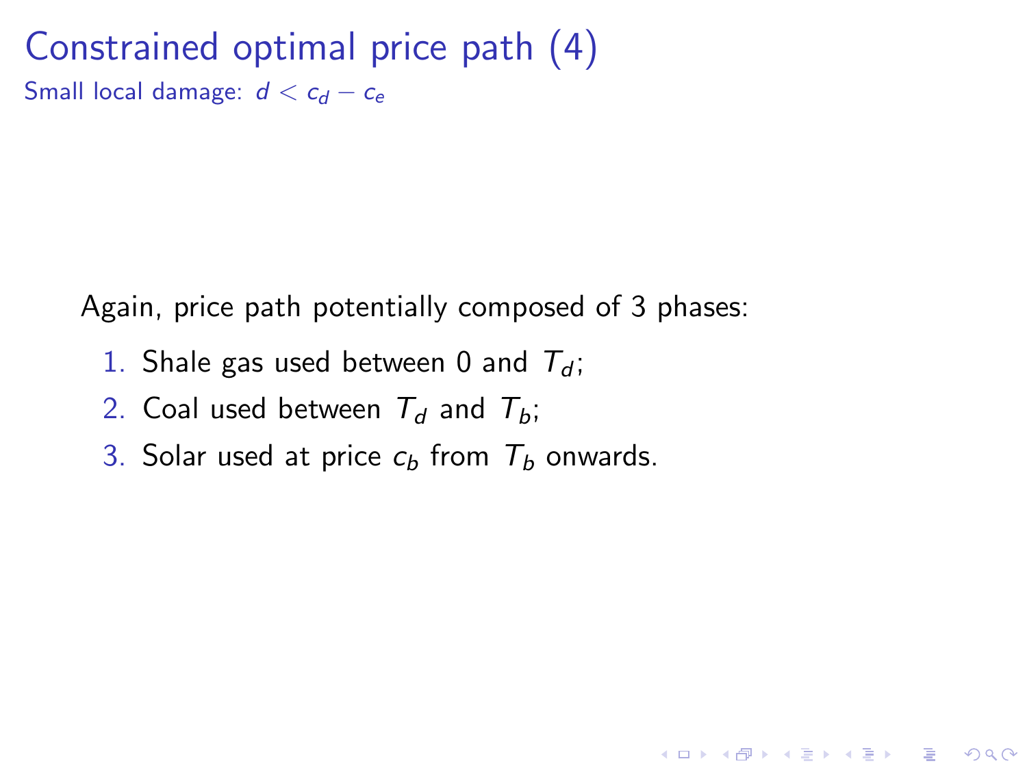# Constrained optimal price path (4)

Small local damage: $d < c_d - c_e$

Again, price path potentially composed of 3 phases:

1. Shale gas used between 0 and $T_d$;
2. Coal used between $T_d$ and $T_b$;
3. Solar used at price $c_b$ from $T_b$ onwards.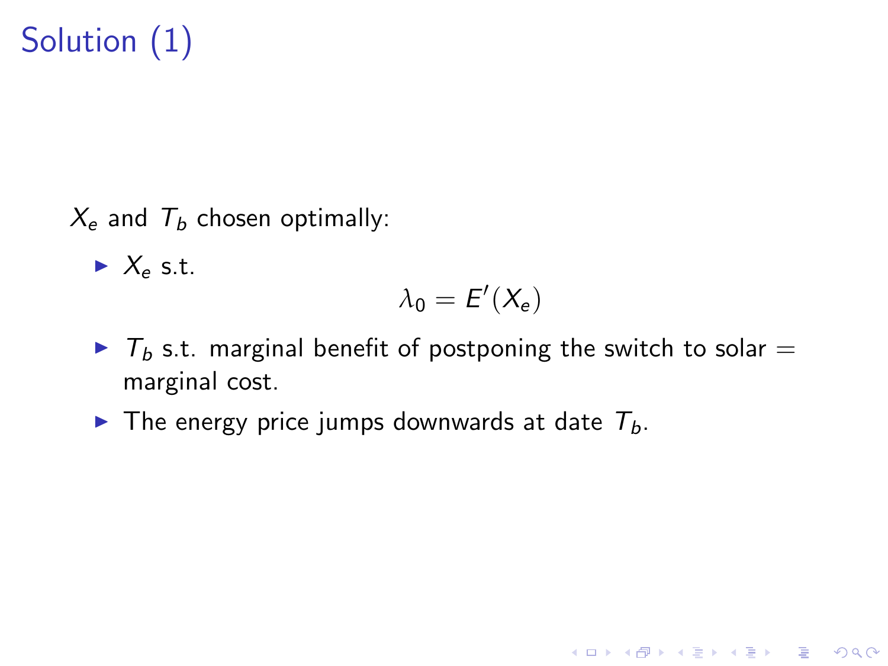# Solution (1)

$X_e$ and $T_b$ chosen optimally:

- $X_e$ s.t.

$$\lambda_0 = E'(X_e)$$

- $T_b$ s.t. marginal benefit of postponing the switch to solar = marginal cost.
- The energy price jumps downwards at date $T_b$.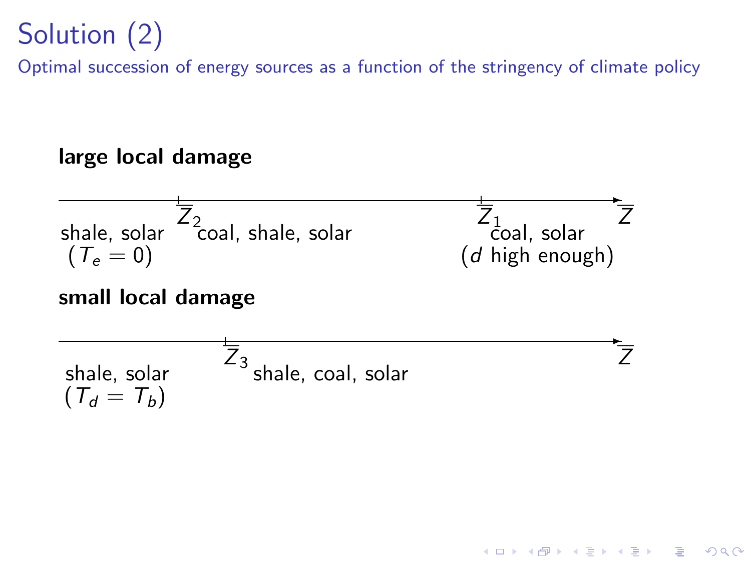# Solution (2)

Optimal succession of energy sources as a function of the stringency of climate policy

**large local damage**

$\overline{Z}_2$ $\overline{Z}_1$ $\overline{Z}$

shale, solar ($T_e = 0$) | coal, shale, solar | coal, solar ($d$ high enough)

**small local damage**

$\overline{Z}_3$ $\overline{Z}$

shale, solar ($T_d = T_b$) | shale, coal, solar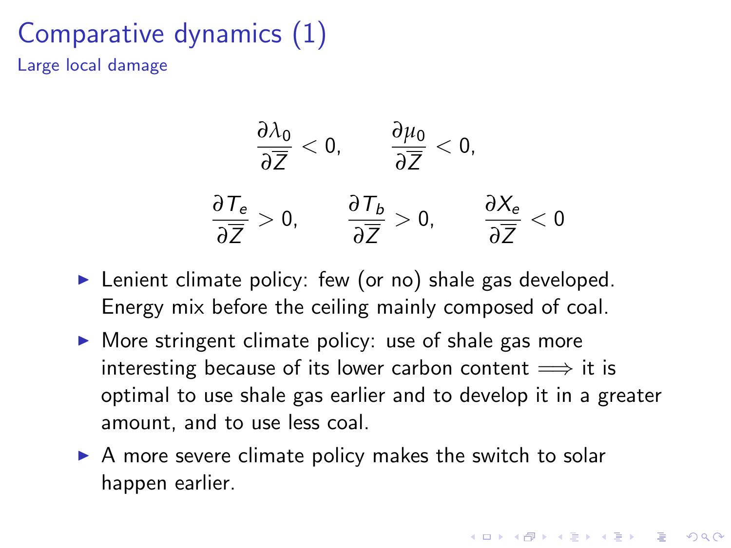# Comparative dynamics (1)

## Large local damage

$$\frac{\partial \lambda_0}{\partial \overline{Z}} < 0, \qquad \frac{\partial \mu_0}{\partial \overline{Z}} < 0,$$

$$\frac{\partial T_e}{\partial \overline{Z}} > 0, \qquad \frac{\partial T_b}{\partial \overline{Z}} > 0, \qquad \frac{\partial X_e}{\partial \overline{Z}} < 0$$

- Lenient climate policy: few (or no) shale gas developed. Energy mix before the ceiling mainly composed of coal.
- More stringent climate policy: use of shale gas more interesting because of its lower carbon content $\Longrightarrow$ it is optimal to use shale gas earlier and to develop it in a greater amount, and to use less coal.
- A more severe climate policy makes the switch to solar happen earlier.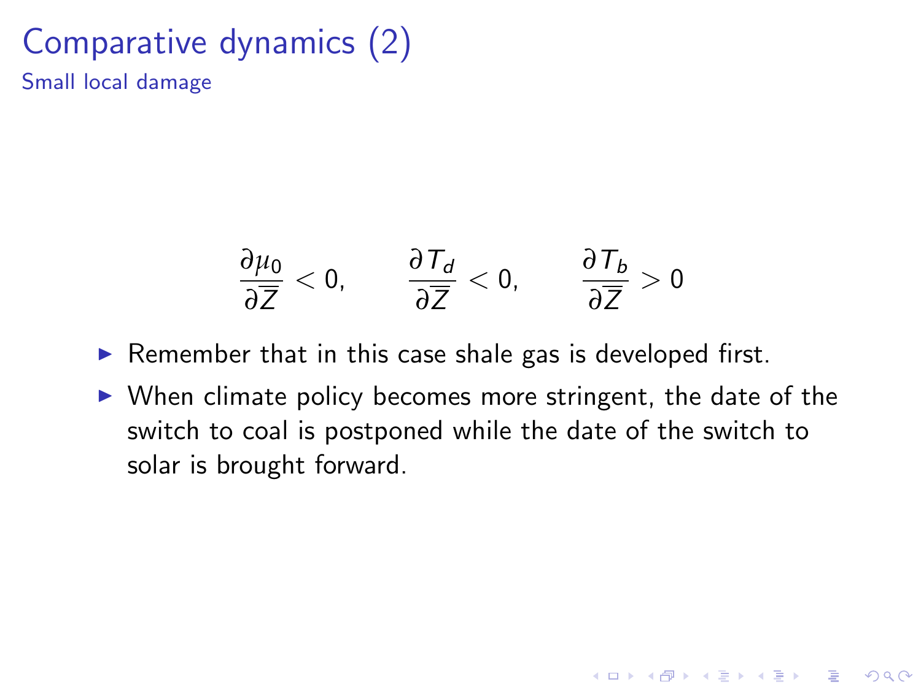# Comparative dynamics (2)

## Small local damage

$$\frac{\partial \mu_0}{\partial \overline{\overline{Z}}} < 0, \qquad \frac{\partial T_d}{\partial \overline{\overline{Z}}} < 0, \qquad \frac{\partial T_b}{\partial \overline{\overline{Z}}} > 0$$

- Remember that in this case shale gas is developed first.
- When climate policy becomes more stringent, the date of the switch to coal is postponed while the date of the switch to solar is brought forward.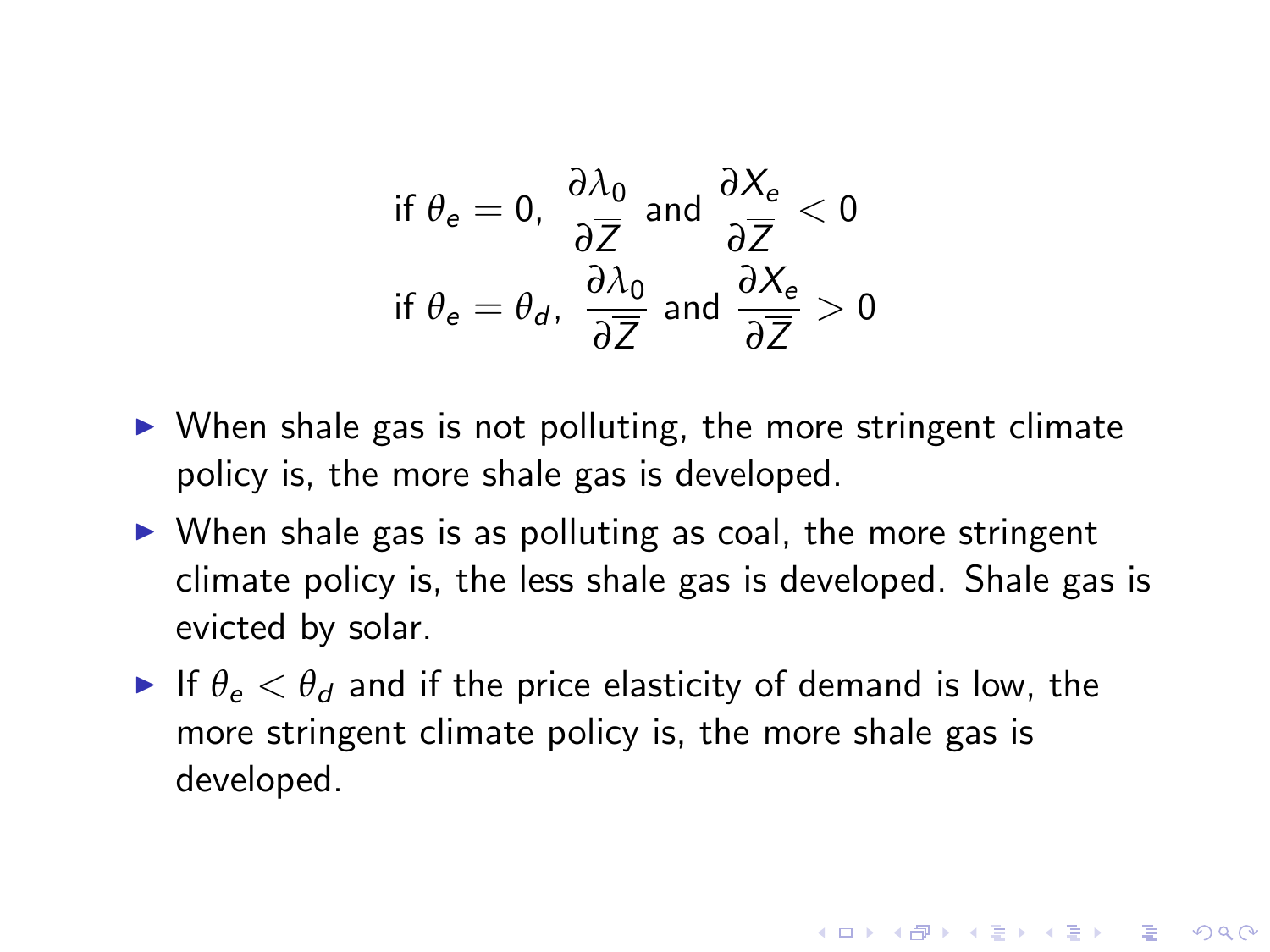$$\text{if } \theta_e = 0, \ \frac{\partial \lambda_0}{\partial \overline{Z}} \text{ and } \frac{\partial X_e}{\partial \overline{Z}} < 0$$

$$\text{if } \theta_e = \theta_d, \ \frac{\partial \lambda_0}{\partial \overline{Z}} \text{ and } \frac{\partial X_e}{\partial \overline{Z}} > 0$$

- When shale gas is not polluting, the more stringent climate policy is, the more shale gas is developed.
- When shale gas is as polluting as coal, the more stringent climate policy is, the less shale gas is developed. Shale gas is evicted by solar.
- If $\theta_e < \theta_d$ and if the price elasticity of demand is low, the more stringent climate policy is, the more shale gas is developed.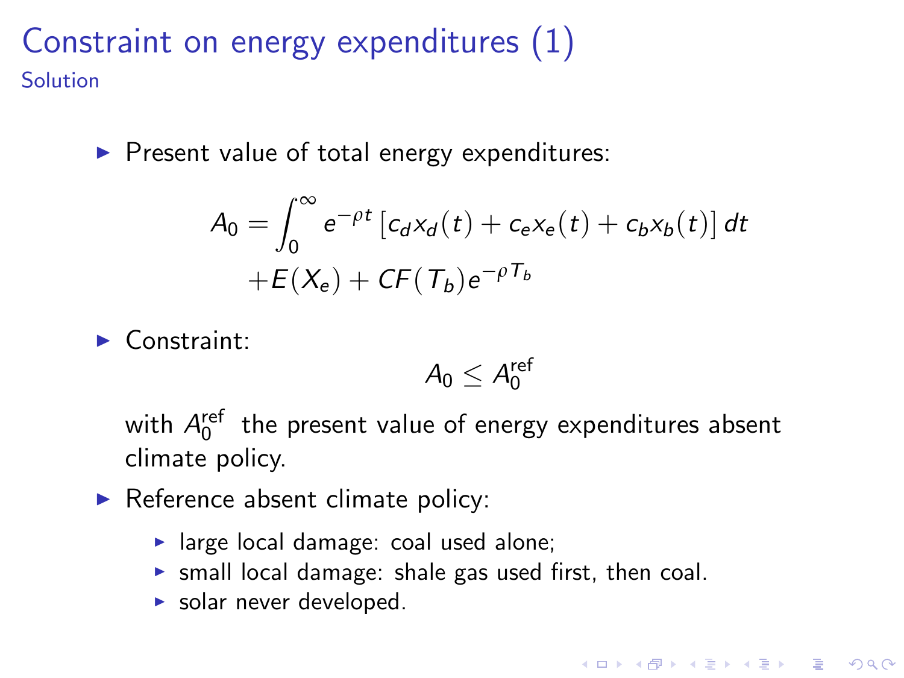# Constraint on energy expenditures (1)

## Solution

- Present value of total energy expenditures:

$$A_0 = \int_0^\infty e^{-\rho t} \left[ c_d x_d(t) + c_e x_e(t) + c_b x_b(t) \right] dt$$
$$+ E(X_e) + CF(T_b) e^{-\rho T_b}$$

- Constraint:

$$A_0 \leq A_0^{\text{ref}}$$

  with $A_0^{\text{ref}}$ the present value of energy expenditures absent climate policy.

- Reference absent climate policy:
  - large local damage: coal used alone;
  - small local damage: shale gas used first, then coal.
  - solar never developed.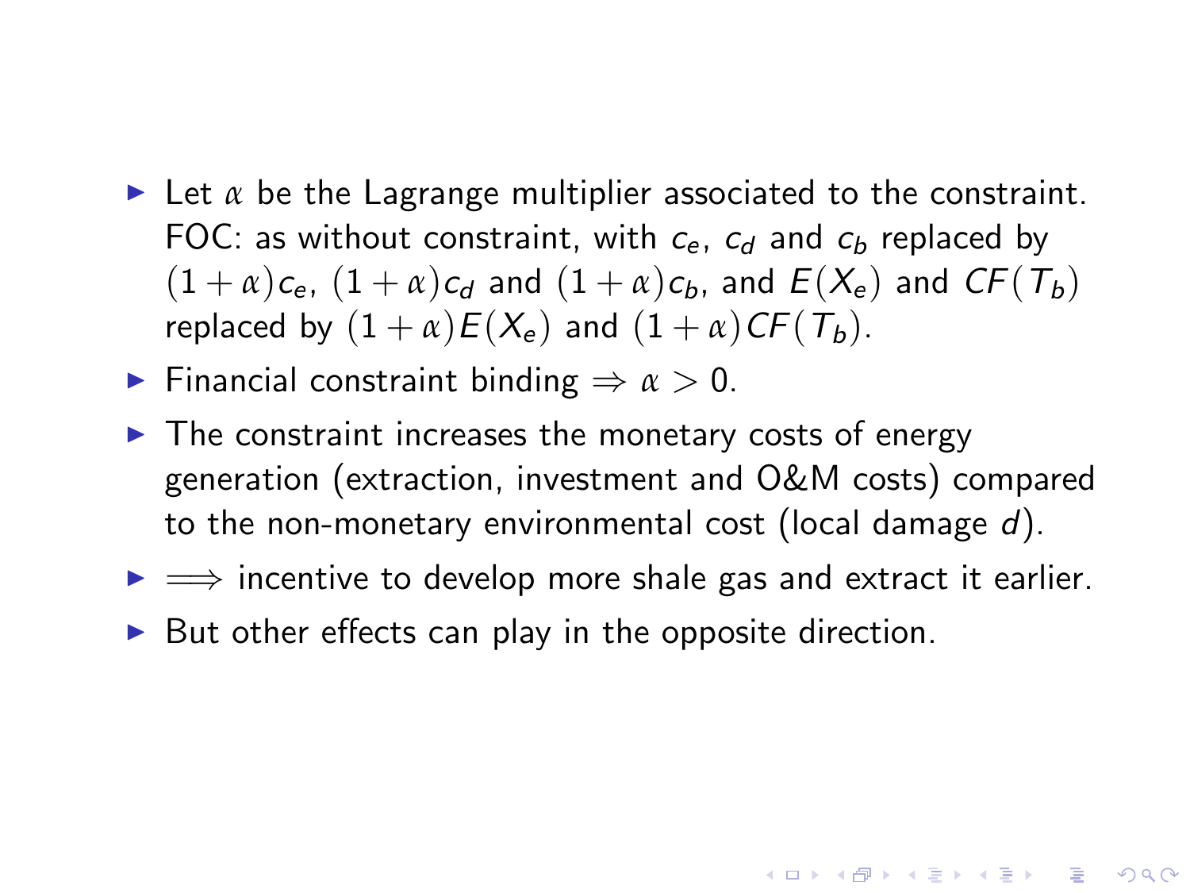- Let $\alpha$ be the Lagrange multiplier associated to the constraint. FOC: as without constraint, with $c_e$, $c_d$ and $c_b$ replaced by $(1+\alpha)c_e$, $(1+\alpha)c_d$ and $(1+\alpha)c_b$, and $E(X_e)$ and $CF(T_b)$ replaced by $(1+\alpha)E(X_e)$ and $(1+\alpha)CF(T_b)$.
- Financial constraint binding $\Rightarrow \alpha > 0$.
- The constraint increases the monetary costs of energy generation (extraction, investment and O&M costs) compared to the non-monetary environmental cost (local damage $d$).
- $\Longrightarrow$ incentive to develop more shale gas and extract it earlier.
- But other effects can play in the opposite direction.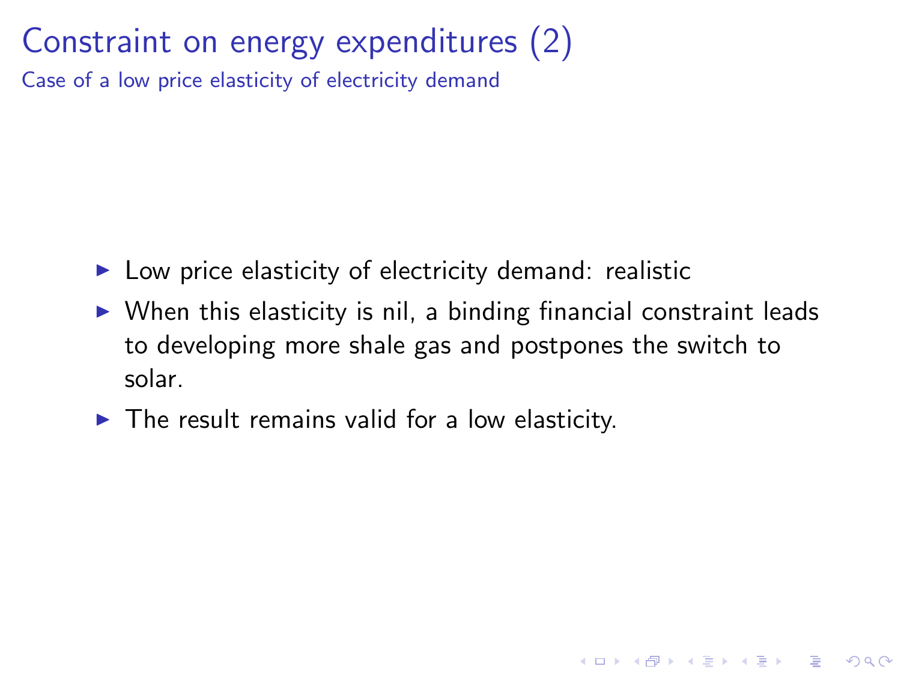# Constraint on energy expenditures (2)

## Case of a low price elasticity of electricity demand

- Low price elasticity of electricity demand: realistic
- When this elasticity is nil, a binding financial constraint leads to developing more shale gas and postpones the switch to solar.
- The result remains valid for a low elasticity.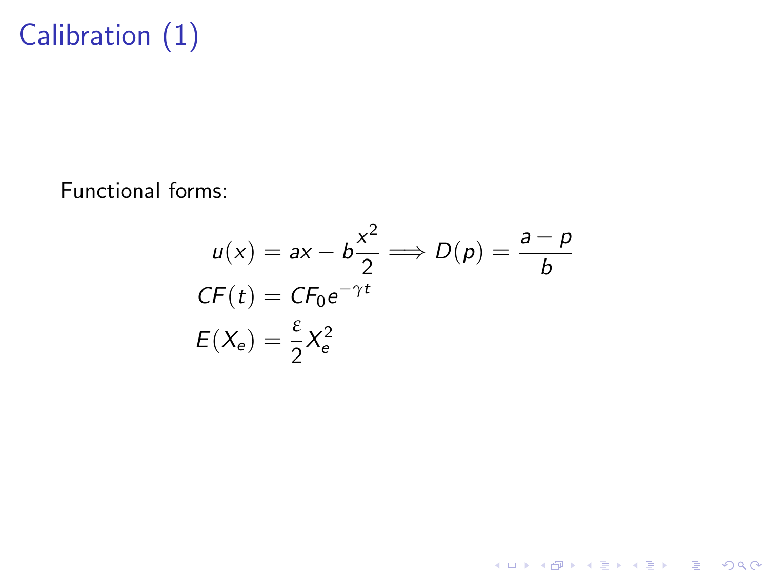# Calibration (1)

Functional forms:

$$
\begin{aligned}
u(x) &= ax - b\frac{x^2}{2} \implies D(p) = \frac{a-p}{b} \\
CF(t) &= CF_0 e^{-\gamma t} \\
E(X_e) &= \frac{\varepsilon}{2} X_e^2
\end{aligned}
$$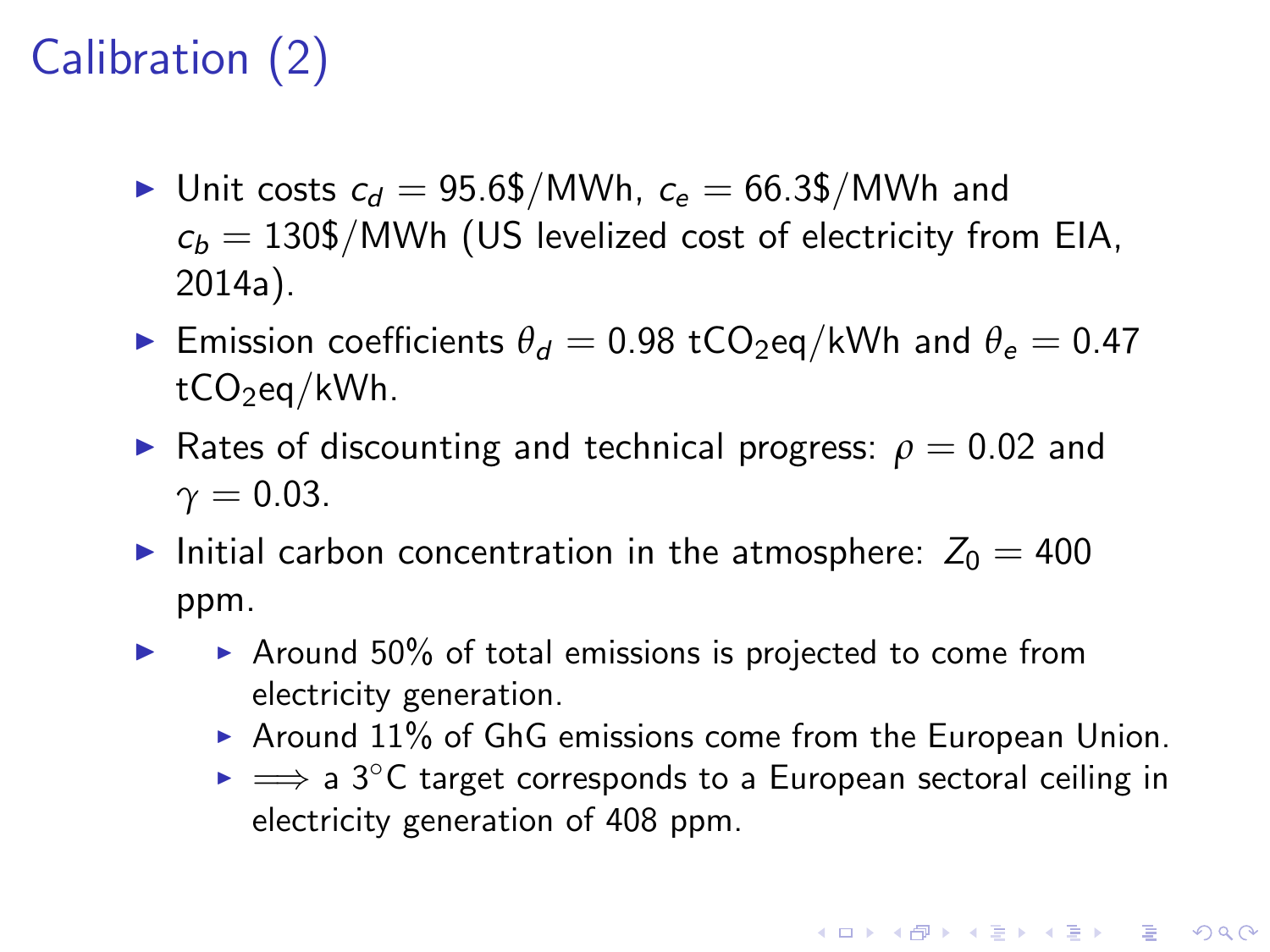# Calibration (2)

- Unit costs $c_d = 95.6\$/\text{MWh}$, $c_e = 66.3\$/\text{MWh}$ and $c_b = 130\$/\text{MWh}$ (US levelized cost of electricity from EIA, 2014a).
- Emission coefficients $\theta_d = 0.98$ $\text{tCO}_2\text{eq/kWh}$ and $\theta_e = 0.47$ $\text{tCO}_2\text{eq/kWh}$.
- Rates of discounting and technical progress: $\rho = 0.02$ and $\gamma = 0.03$.
- Initial carbon concentration in the atmosphere: $Z_0 = 400$ ppm.
-
    - Around 50% of total emissions is projected to come from electricity generation.
    - Around 11% of GhG emissions come from the European Union.
    - $\Longrightarrow$ a 3°C target corresponds to a European sectoral ceiling in electricity generation of 408 ppm.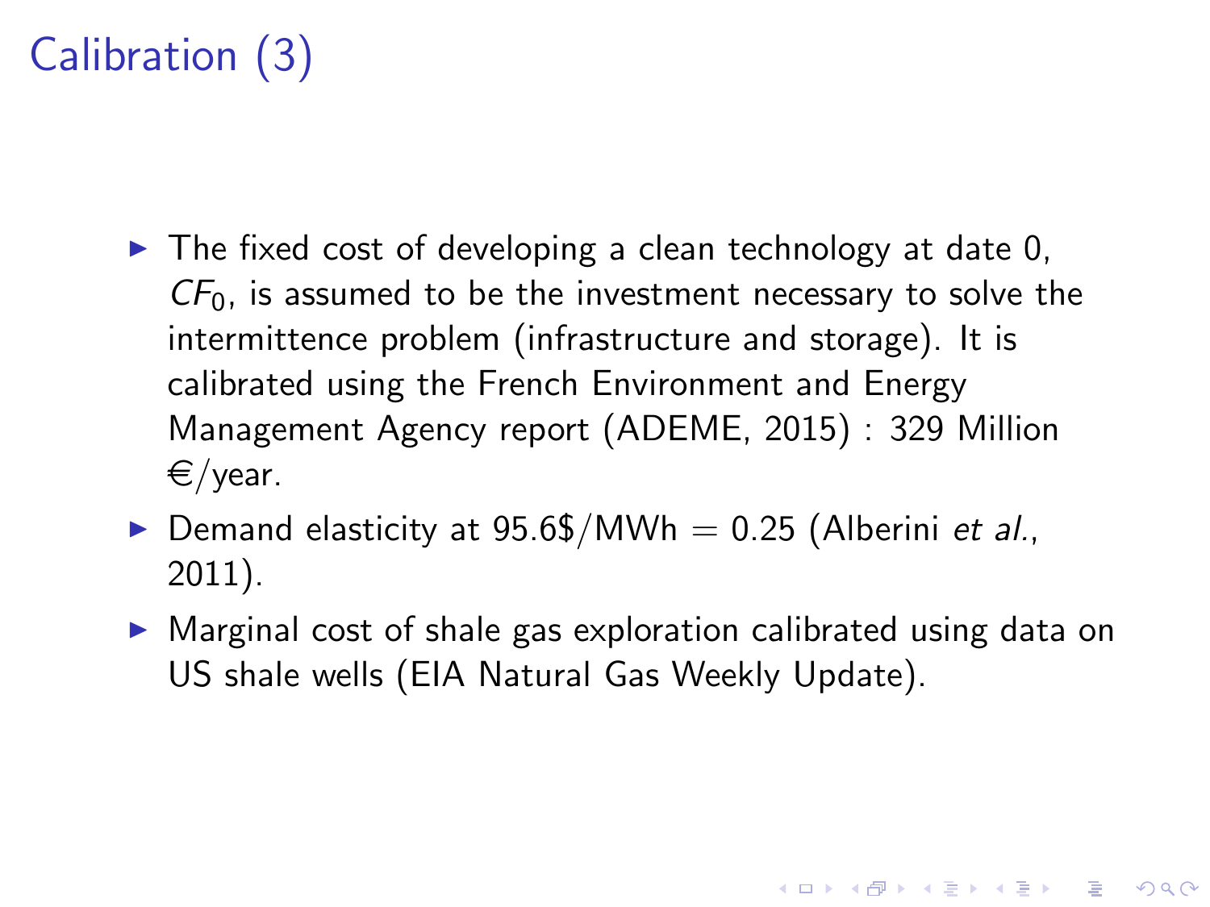# Calibration (3)

- The fixed cost of developing a clean technology at date 0, $CF_0$, is assumed to be the investment necessary to solve the intermittence problem (infrastructure and storage). It is calibrated using the French Environment and Energy Management Agency report (ADEME, 2015) : 329 Million €/year.
- Demand elasticity at 95.6$/MWh = 0.25 (Alberini *et al.*, 2011).
- Marginal cost of shale gas exploration calibrated using data on US shale wells (EIA Natural Gas Weekly Update).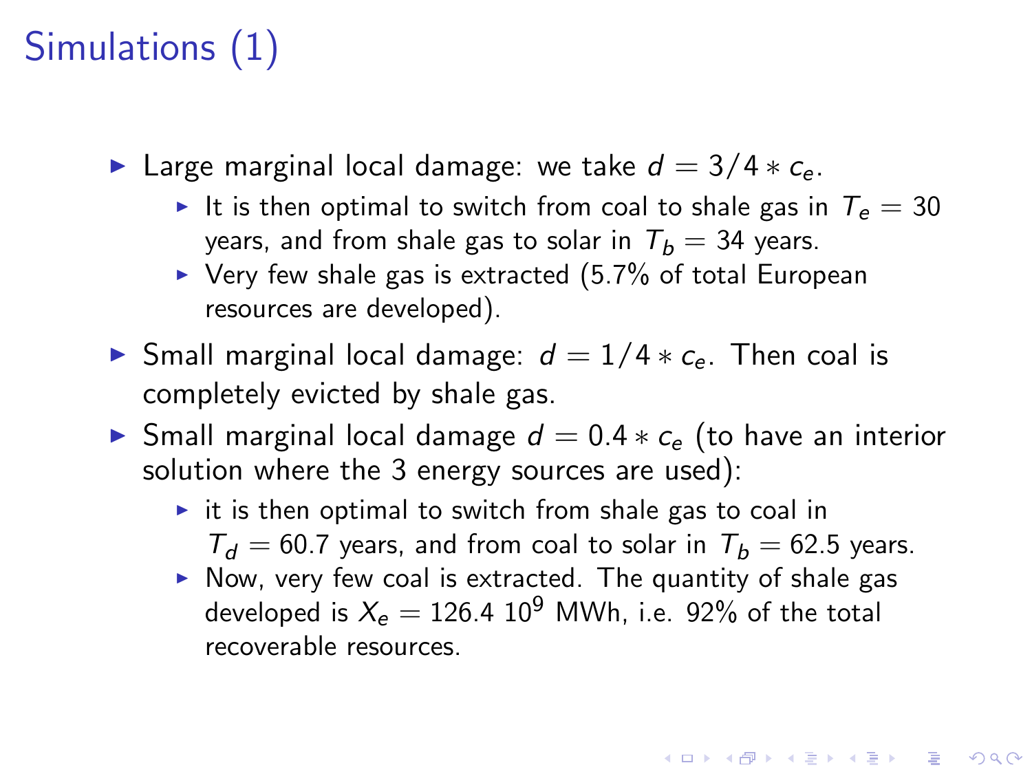# Simulations (1)

- Large marginal local damage: we take $d = 3/4 * c_e$.
  - It is then optimal to switch from coal to shale gas in $T_e = 30$ years, and from shale gas to solar in $T_b = 34$ years.
  - Very few shale gas is extracted (5.7% of total European resources are developed).
- Small marginal local damage: $d = 1/4 * c_e$. Then coal is completely evicted by shale gas.
- Small marginal local damage $d = 0.4 * c_e$ (to have an interior solution where the 3 energy sources are used):
  - it is then optimal to switch from shale gas to coal in $T_d = 60.7$ years, and from coal to solar in $T_b = 62.5$ years.
  - Now, very few coal is extracted. The quantity of shale gas developed is $X_e = 126.4\ 10^9$ MWh, i.e. 92% of the total recoverable resources.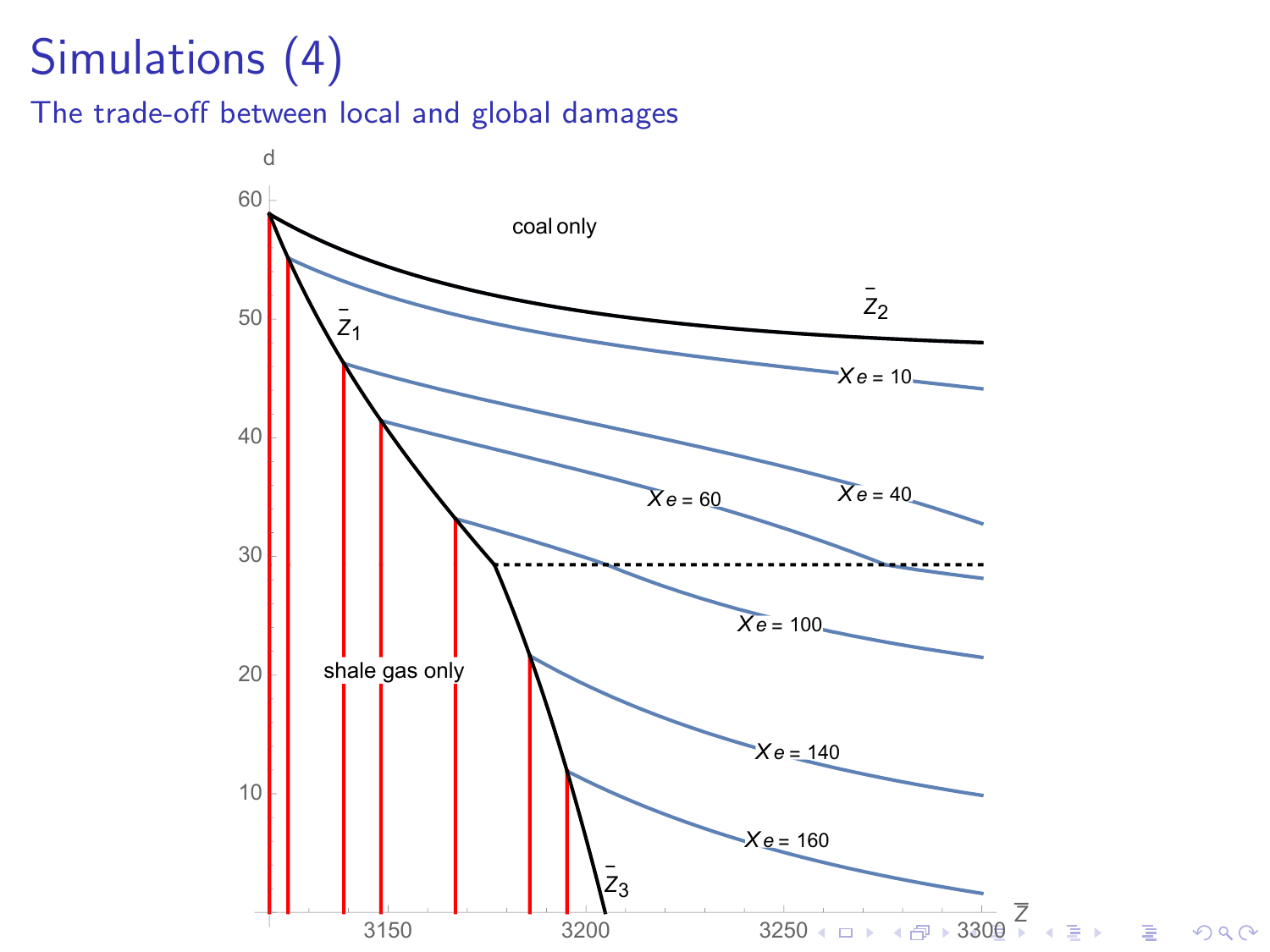# Simulations (4)

## The trade-off between local and global damages

d

60

50

40

30

20

10

coal only

$\bar{Z}_2$

$\bar{Z}_1$

$Xe = 10$

$Xe = 60$

$Xe = 40$

$Xe = 100$

shale gas only

$Xe = 140$

$Xe = 160$

$\bar{Z}_3$

3150 3200 3250 3300 $\overline{Z}$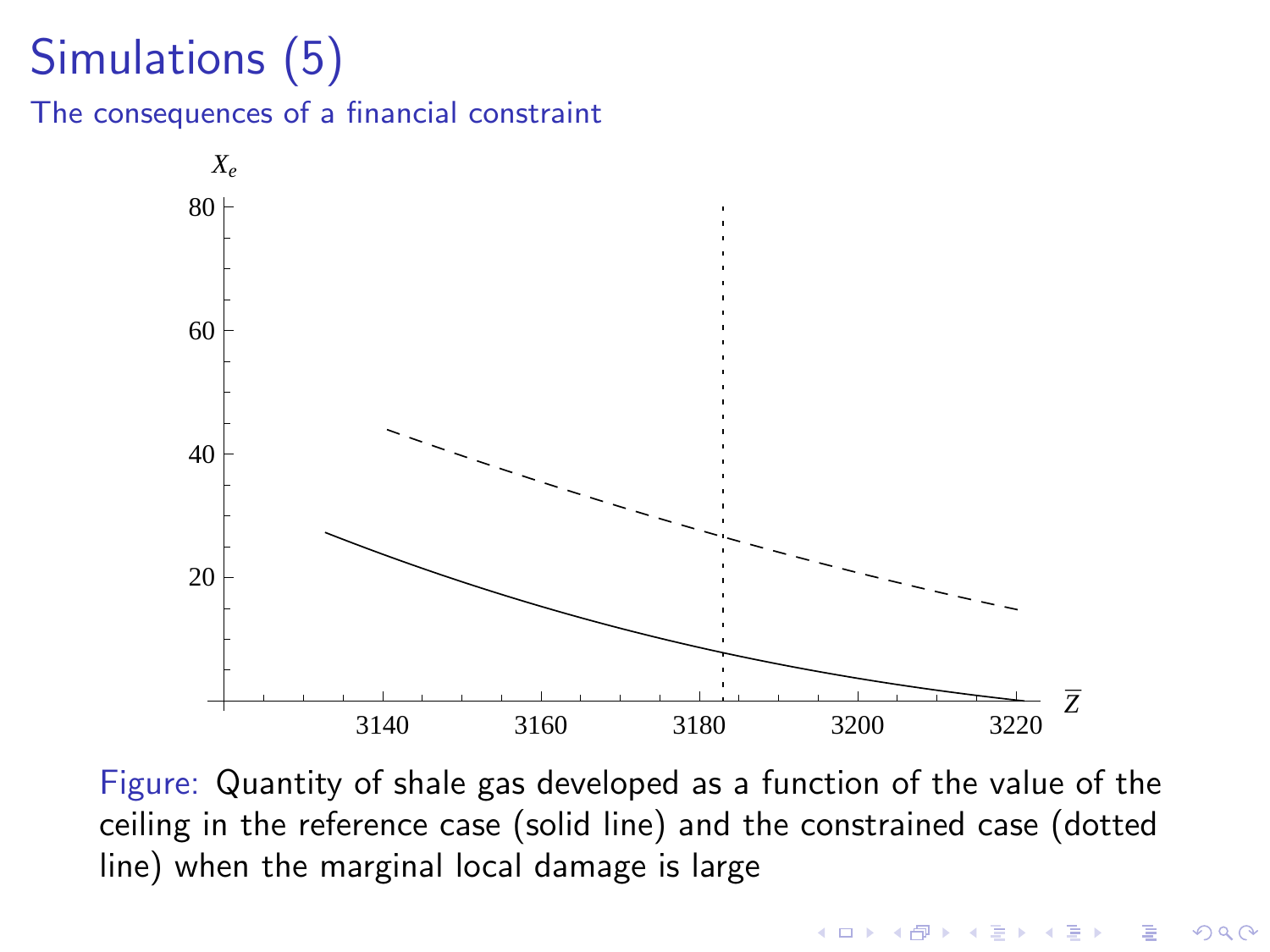# Simulations (5)

## The consequences of a financial constraint

Figure: Quantity of shale gas developed as a function of the value of the ceiling in the reference case (solid line) and the constrained case (dotted line) when the marginal local damage is large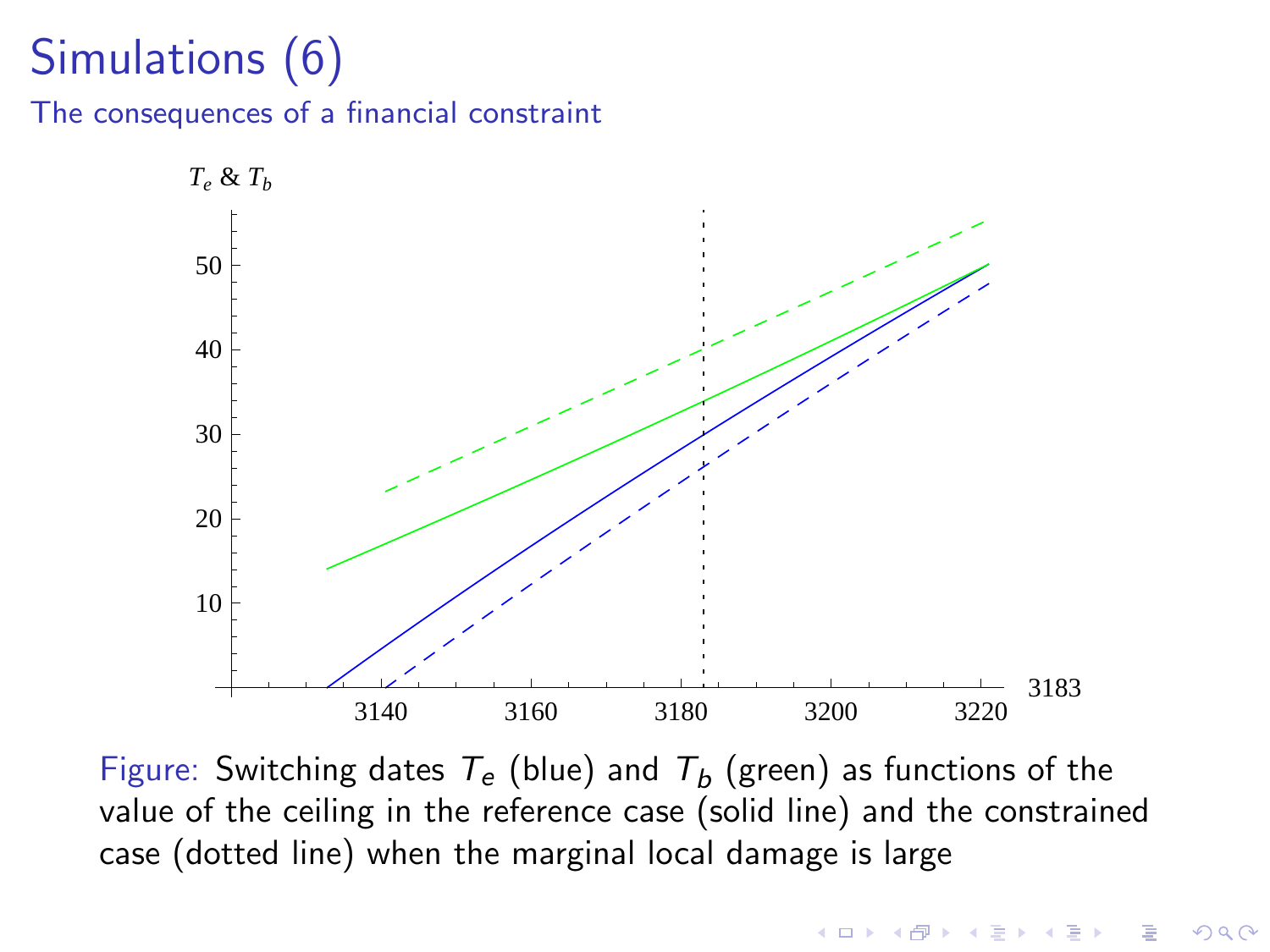# Simulations (6)

## The consequences of a financial constraint

Figure: Switching dates $T_e$ (blue) and $T_b$ (green) as functions of the value of the ceiling in the reference case (solid line) and the constrained case (dotted line) when the marginal local damage is large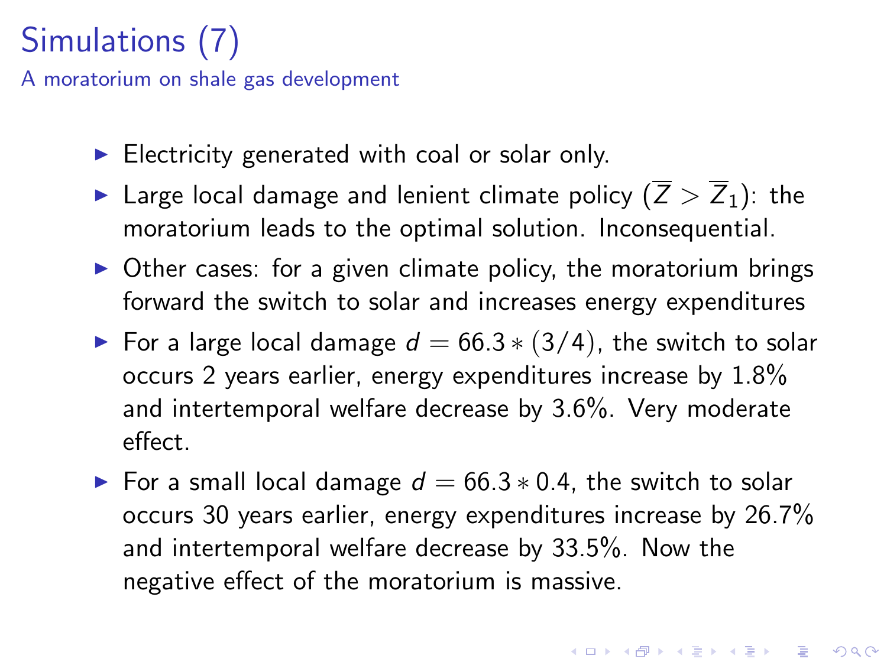# Simulations (7)

## A moratorium on shale gas development

- Electricity generated with coal or solar only.
- Large local damage and lenient climate policy ($\overline{Z} > \overline{Z}_1$): the moratorium leads to the optimal solution. Inconsequential.
- Other cases: for a given climate policy, the moratorium brings forward the switch to solar and increases energy expenditures
- For a large local damage $d = 66.3 * (3/4)$, the switch to solar occurs 2 years earlier, energy expenditures increase by 1.8% and intertemporal welfare decrease by 3.6%. Very moderate effect.
- For a small local damage $d = 66.3 * 0.4$, the switch to solar occurs 30 years earlier, energy expenditures increase by 26.7% and intertemporal welfare decrease by 33.5%. Now the negative effect of the moratorium is massive.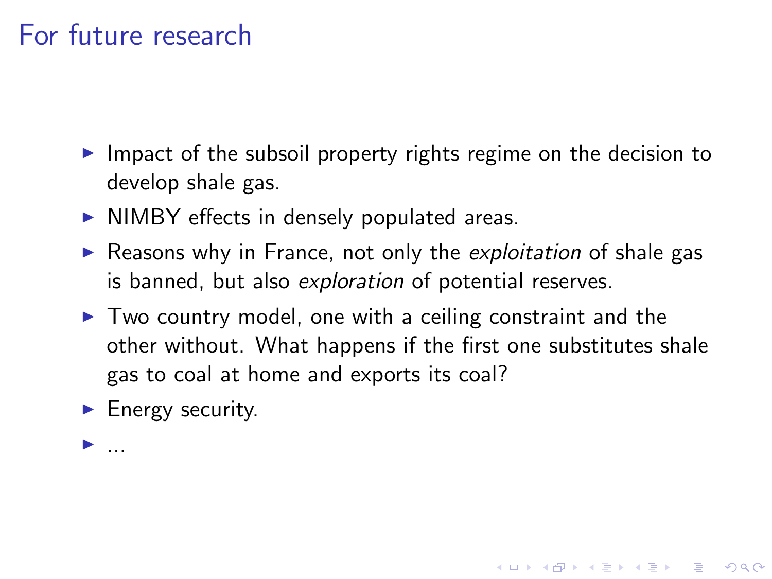# For future research

- Impact of the subsoil property rights regime on the decision to develop shale gas.
- NIMBY effects in densely populated areas.
- Reasons why in France, not only the *exploitation* of shale gas is banned, but also *exploration* of potential reserves.
- Two country model, one with a ceiling constraint and the other without. What happens if the first one substitutes shale gas to coal at home and exports its coal?
- Energy security.
- ...